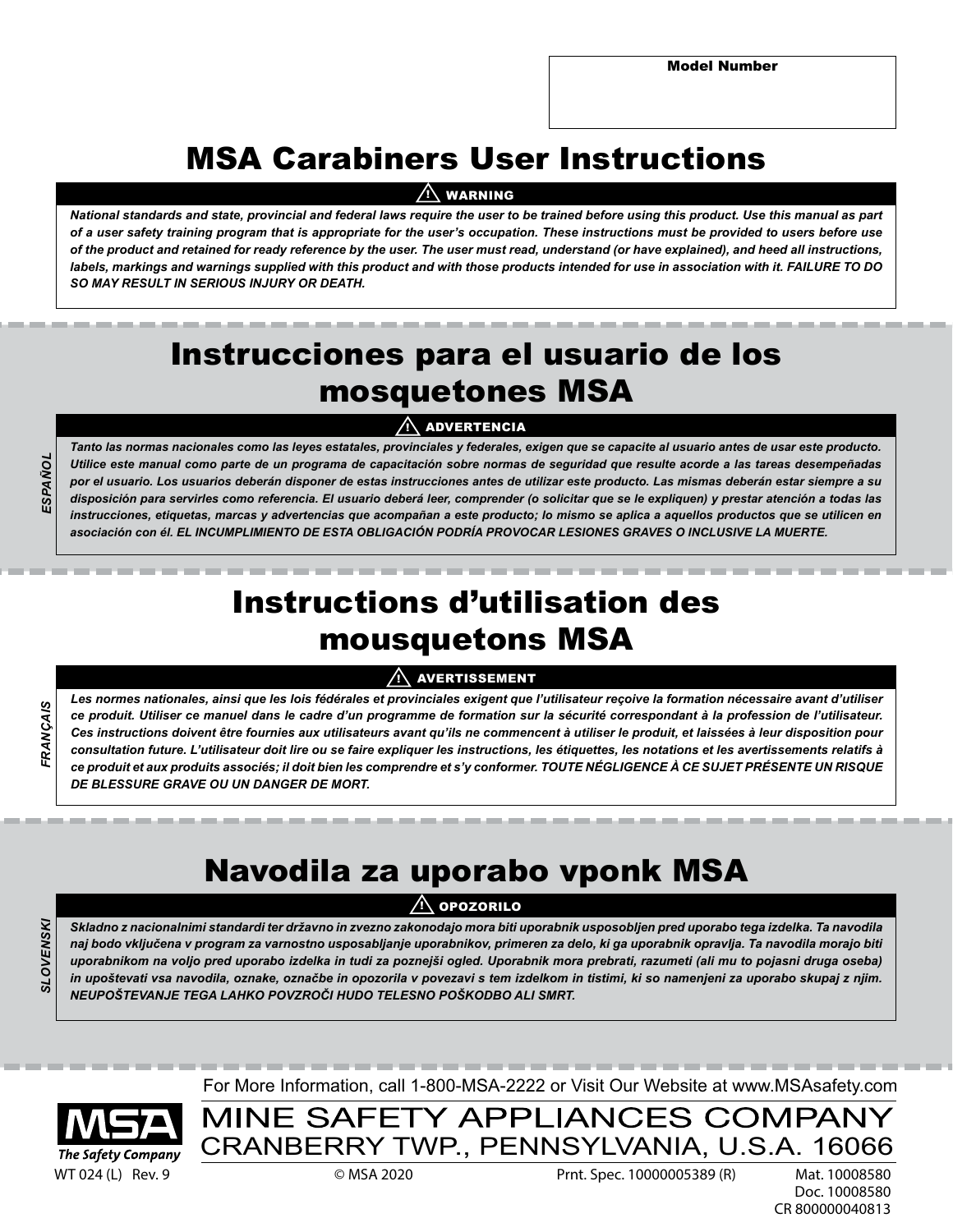Model Number

# MSA Carabiners User Instructions

**⚠ WARNING**

***National standards and state, provincial and federal laws require the user to be trained before using this product. Use this manual as part of a user safety training program that is appropriate for the user's occupation. These instructions must be provided to users before use of the product and retained for ready reference by the user. The user must read, understand (or have explained), and heed all instructions, labels, markings and warnings supplied with this product and with those products intended for use in association with it. FAILURE TO DO SO MAY RESULT IN SERIOUS INJURY OR DEATH.***

ESPAÑOL

# Instrucciones para el usuario de los mosquetones MSA

**⚠ ADVERTENCIA**

***Tanto las normas nacionales como las leyes estatales, provinciales y federales, exigen que se capacite al usuario antes de usar este producto. Utilice este manual como parte de un programa de capacitación sobre normas de seguridad que resulte acorde a las tareas desempeñadas por el usuario. Los usuarios deberán disponer de estas instrucciones antes de utilizar este producto. Las mismas deberán estar siempre a su disposición para servirles como referencia. El usuario deberá leer, comprender (o solicitar que se le expliquen) y prestar atención a todas las instrucciones, etiquetas, marcas y advertencias que acompañan a este producto; lo mismo se aplica a aquellos productos que se utilicen en asociación con él. EL INCUMPLIMIENTO DE ESTA OBLIGACIÓN PODRÍA PROVOCAR LESIONES GRAVES O INCLUSIVE LA MUERTE.***

FRANÇAIS

# Instructions d'utilisation des mousquetons MSA

**⚠ AVERTISSEMENT**

***Les normes nationales, ainsi que les lois fédérales et provinciales exigent que l'utilisateur reçoive la formation nécessaire avant d'utiliser ce produit. Utiliser ce manuel dans le cadre d'un programme de formation sur la sécurité correspondant à la profession de l'utilisateur. Ces instructions doivent être fournies aux utilisateurs avant qu'ils ne commencent à utiliser le produit, et laissées à leur disposition pour consultation future. L'utilisateur doit lire ou se faire expliquer les instructions, les étiquettes, les notations et les avertissements relatifs à ce produit et aux produits associés; il doit bien les comprendre et s'y conformer. TOUTE NÉGLIGENCE À CE SUJET PRÉSENTE UN RISQUE DE BLESSURE GRAVE OU UN DANGER DE MORT.***

SLOVENSKI

# Navodila za uporabo vponk MSA

**⚠ OPOZORILO**

***Skladno z nacionalnimi standardi ter državno in zvezno zakonodajo mora biti uporabnik usposobljen pred uporabo tega izdelka. Ta navodila naj bodo vključena v program za varnostno usposabljanje uporabnikov, primeren za delo, ki ga uporabnik opravlja. Ta navodila morajo biti uporabnikom na voljo pred uporabo izdelka in tudi za poznejši ogled. Uporabnik mora prebrati, razumeti (ali mu to pojasni druga oseba) in upoštevati vsa navodila, oznake, označbe in opozorila v povezavi s tem izdelkom in tistimi, ki so namenjeni za uporabo skupaj z njim. NEUPOŠTEVANJE TEGA LAHKO POVZROČI HUDO TELESNO POŠKODBO ALI SMRT.***

For More Information, call 1-800-MSA-2222 or Visit Our Website at www.MSAsafety.com

MSA The Safety Company

MINE SAFETY APPLIANCES COMPANY
CRANBERRY TWP., PENNSYLVANIA, U.S.A. 16066

WT 024 (L) Rev. 9 © MSA 2020 Prnt. Spec. 10000005389 (R) Mat. 10008580
Doc. 10008580
CR 800000040813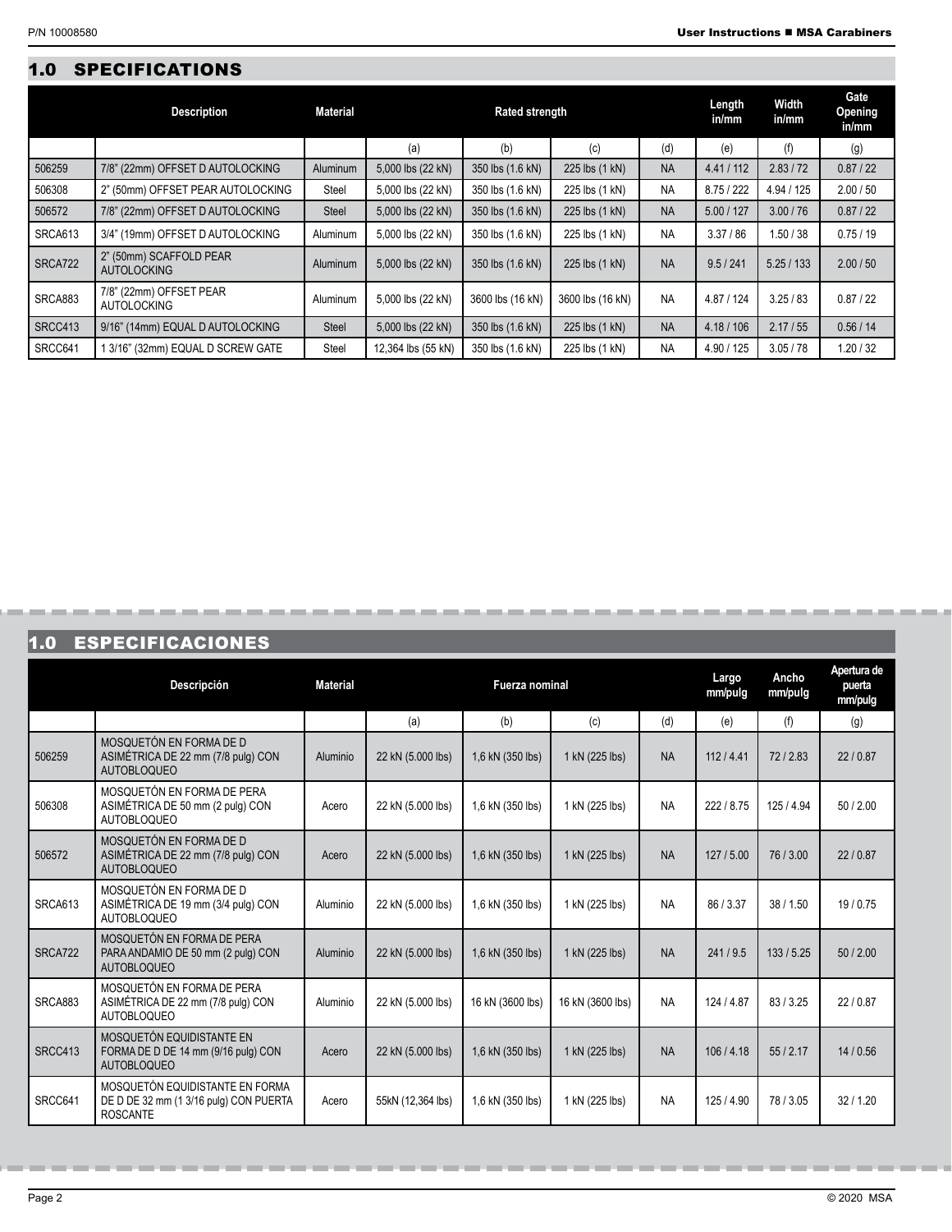## 1.0 SPECIFICATIONS

| | Description | Material | Rated strength | | | | Length in/mm | Width in/mm | Gate Opening in/mm |
|---|---|---|---|---|---|---|---|---|---|
| | | | (a) | (b) | (c) | (d) | (e) | (f) | (g) |
| 506259 | 7/8" (22mm) OFFSET D AUTOLOCKING | Aluminum | 5,000 lbs (22 kN) | 350 lbs (1.6 kN) | 225 lbs (1 kN) | NA | 4.41 / 112 | 2.83 / 72 | 0.87 / 22 |
| 506308 | 2" (50mm) OFFSET PEAR AUTOLOCKING | Steel | 5,000 lbs (22 kN) | 350 lbs (1.6 kN) | 225 lbs (1 kN) | NA | 8.75 / 222 | 4.94 / 125 | 2.00 / 50 |
| 506572 | 7/8" (22mm) OFFSET D AUTOLOCKING | Steel | 5,000 lbs (22 kN) | 350 lbs (1.6 kN) | 225 lbs (1 kN) | NA | 5.00 / 127 | 3.00 / 76 | 0.87 / 22 |
| SRCA613 | 3/4" (19mm) OFFSET D AUTOLOCKING | Aluminum | 5,000 lbs (22 kN) | 350 lbs (1.6 kN) | 225 lbs (1 kN) | NA | 3.37 / 86 | 1.50 / 38 | 0.75 / 19 |
| SRCA722 | 2" (50mm) SCAFFOLD PEAR AUTOLOCKING | Aluminum | 5,000 lbs (22 kN) | 350 lbs (1.6 kN) | 225 lbs (1 kN) | NA | 9.5 / 241 | 5.25 / 133 | 2.00 / 50 |
| SRCA883 | 7/8" (22mm) OFFSET PEAR AUTOLOCKING | Aluminum | 5,000 lbs (22 kN) | 3600 lbs (16 kN) | 3600 lbs (16 kN) | NA | 4.87 / 124 | 3.25 / 83 | 0.87 / 22 |
| SRCC413 | 9/16" (14mm) EQUAL D AUTOLOCKING | Steel | 5,000 lbs (22 kN) | 350 lbs (1.6 kN) | 225 lbs (1 kN) | NA | 4.18 / 106 | 2.17 / 55 | 0.56 / 14 |
| SRCC641 | 1 3/16" (32mm) EQUAL D SCREW GATE | Steel | 12,364 lbs (55 kN) | 350 lbs (1.6 kN) | 225 lbs (1 kN) | NA | 4.90 / 125 | 3.05 / 78 | 1.20 / 32 |

## 1.0 ESPECIFICACIONES

| | Descripción | Material | Fuerza nominal | | | | Largo mm/pulg | Ancho mm/pulg | Apertura de puerta mm/pulg |
|---|---|---|---|---|---|---|---|---|---|
| | | | (a) | (b) | (c) | (d) | (e) | (f) | (g) |
| 506259 | MOSQUETÓN EN FORMA DE D ASIMÉTRICA DE 22 mm (7/8 pulg) CON AUTOBLOQUEO | Aluminio | 22 kN (5.000 lbs) | 1,6 kN (350 lbs) | 1 kN (225 lbs) | NA | 112 / 4.41 | 72 / 2.83 | 22 / 0.87 |
| 506308 | MOSQUETÓN EN FORMA DE PERA ASIMÉTRICA DE 50 mm (2 pulg) CON AUTOBLOQUEO | Acero | 22 kN (5.000 lbs) | 1,6 kN (350 lbs) | 1 kN (225 lbs) | NA | 222 / 8.75 | 125 / 4.94 | 50 / 2.00 |
| 506572 | MOSQUETÓN EN FORMA DE D ASIMÉTRICA DE 22 mm (7/8 pulg) CON AUTOBLOQUEO | Acero | 22 kN (5.000 lbs) | 1,6 kN (350 lbs) | 1 kN (225 lbs) | NA | 127 / 5.00 | 76 / 3.00 | 22 / 0.87 |
| SRCA613 | MOSQUETÓN EN FORMA DE D ASIMÉTRICA DE 19 mm (3/4 pulg) CON AUTOBLOQUEO | Aluminio | 22 kN (5.000 lbs) | 1,6 kN (350 lbs) | 1 kN (225 lbs) | NA | 86 / 3.37 | 38 / 1.50 | 19 / 0.75 |
| SRCA722 | MOSQUETÓN EN FORMA DE PERA PARA ANDAMIO DE 50 mm (2 pulg) CON AUTOBLOQUEO | Aluminio | 22 kN (5.000 lbs) | 1,6 kN (350 lbs) | 1 kN (225 lbs) | NA | 241 / 9.5 | 133 / 5.25 | 50 / 2.00 |
| SRCA883 | MOSQUETÓN EN FORMA DE PERA ASIMÉTRICA DE 22 mm (7/8 pulg) CON AUTOBLOQUEO | Aluminio | 22 kN (5.000 lbs) | 16 kN (3600 lbs) | 16 kN (3600 lbs) | NA | 124 / 4.87 | 83 / 3.25 | 22 / 0.87 |
| SRCC413 | MOSQUETÓN EQUIDISTANTE EN FORMA DE D DE 14 mm (9/16 pulg) CON AUTOBLOQUEO | Acero | 22 kN (5.000 lbs) | 1,6 kN (350 lbs) | 1 kN (225 lbs) | NA | 106 / 4.18 | 55 / 2.17 | 14 / 0.56 |
| SRCC641 | MOSQUETÓN EQUIDISTANTE EN FORMA DE D DE 32 mm (1 3/16 pulg) CON PUERTA ROSCANTE | Acero | 55kN (12,364 lbs) | 1,6 kN (350 lbs) | 1 kN (225 lbs) | NA | 125 / 4.90 | 78 / 3.05 | 32 / 1.20 |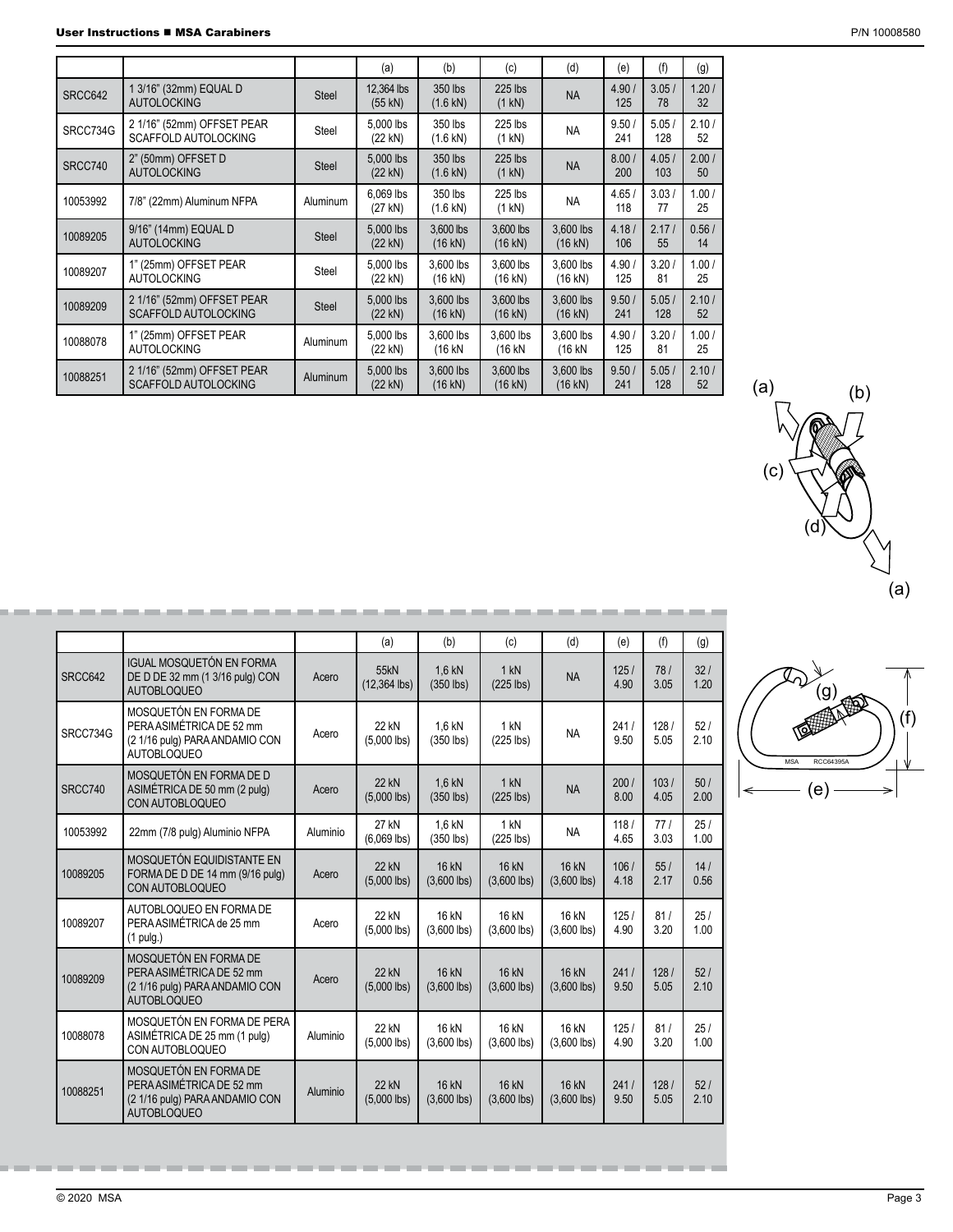| | | | (a) | (b) | (c) | (d) | (e) | (f) | (g) |
|---|---|---|---|---|---|---|---|---|---|
| SRCC642 | 1 3/16" (32mm) EQUAL D AUTOLOCKING | Steel | 12,364 lbs (55 kN) | 350 lbs (1.6 kN) | 225 lbs (1 kN) | NA | 4.90 / 125 | 3.05 / 78 | 1.20 / 32 |
| SRCC734G | 2 1/16" (52mm) OFFSET PEAR SCAFFOLD AUTOLOCKING | Steel | 5,000 lbs (22 kN) | 350 lbs (1.6 kN) | 225 lbs (1 kN) | NA | 9.50 / 241 | 5.05 / 128 | 2.10 / 52 |
| SRCC740 | 2" (50mm) OFFSET D AUTOLOCKING | Steel | 5,000 lbs (22 kN) | 350 lbs (1.6 kN) | 225 lbs (1 kN) | NA | 8.00 / 200 | 4.05 / 103 | 2.00 / 50 |
| 10053992 | 7/8" (22mm) Aluminum NFPA | Aluminum | 6,069 lbs (27 kN) | 350 lbs (1.6 kN) | 225 lbs (1 kN) | NA | 4.65 / 118 | 3.03 / 77 | 1.00 / 25 |
| 10089205 | 9/16" (14mm) EQUAL D AUTOLOCKING | Steel | 5,000 lbs (22 kN) | 3,600 lbs (16 kN) | 3,600 lbs (16 kN) | 3,600 lbs (16 kN) | 4.18 / 106 | 2.17 / 55 | 0.56 / 14 |
| 10089207 | 1" (25mm) OFFSET PEAR AUTOLOCKING | Steel | 5,000 lbs (22 kN) | 3,600 lbs (16 kN) | 3,600 lbs (16 kN) | 3,600 lbs (16 kN) | 4.90 / 125 | 3.20 / 81 | 1.00 / 25 |
| 10089209 | 2 1/16" (52mm) OFFSET PEAR SCAFFOLD AUTOLOCKING | Steel | 5,000 lbs (22 kN) | 3,600 lbs (16 kN) | 3,600 lbs (16 kN) | 3,600 lbs (16 kN) | 9.50 / 241 | 5.05 / 128 | 2.10 / 52 |
| 10088078 | 1" (25mm) OFFSET PEAR AUTOLOCKING | Aluminum | 5,000 lbs (22 kN) | 3,600 lbs (16 kN | 3,600 lbs (16 kN | 3,600 lbs (16 kN | 4.90 / 125 | 3.20 / 81 | 1.00 / 25 |
| 10088251 | 2 1/16" (52mm) OFFSET PEAR SCAFFOLD AUTOLOCKING | Aluminum | 5,000 lbs (22 kN) | 3,600 lbs (16 kN) | 3,600 lbs (16 kN) | 3,600 lbs (16 kN) | 9.50 / 241 | 5.05 / 128 | 2.10 / 52 |

| | | | (a) | (b) | (c) | (d) | (e) | (f) | (g) |
|---|---|---|---|---|---|---|---|---|---|
| SRCC642 | IGUAL MOSQUETÓN EN FORMA DE D DE 32 mm (1 3/16 pulg) CON AUTOBLOQUEO | Acero | 55kN (12,364 lbs) | 1,6 kN (350 lbs) | 1 kN (225 lbs) | NA | 125 / 4.90 | 78 / 3.05 | 32 / 1.20 |
| SRCC734G | MOSQUETÓN EN FORMA DE PERA ASIMÉTRICA DE 52 mm (2 1/16 pulg) PARA ANDAMIO CON AUTOBLOQUEO | Acero | 22 kN (5,000 lbs) | 1,6 kN (350 lbs) | 1 kN (225 lbs) | NA | 241 / 9.50 | 128 / 5.05 | 52 / 2.10 |
| SRCC740 | MOSQUETÓN EN FORMA DE D ASIMÉTRICA DE 50 mm (2 pulg) CON AUTOBLOQUEO | Acero | 22 kN (5,000 lbs) | 1,6 kN (350 lbs) | 1 kN (225 lbs) | NA | 200 / 8.00 | 103 / 4.05 | 50 / 2.00 |
| 10053992 | 22mm (7/8 pulg) Aluminio NFPA | Aluminio | 27 kN (6,069 lbs) | 1,6 kN (350 lbs) | 1 kN (225 lbs) | NA | 118 / 4.65 | 77 / 3.03 | 25 / 1.00 |
| 10089205 | MOSQUETÓN EQUIDISTANTE EN FORMA DE D DE 14 mm (9/16 pulg) CON AUTOBLOQUEO | Acero | 22 kN (5,000 lbs) | 16 kN (3,600 lbs) | 16 kN (3,600 lbs) | 16 kN (3,600 lbs) | 106 / 4.18 | 55 / 2.17 | 14 / 0.56 |
| 10089207 | AUTOBLOQUEO EN FORMA DE PERA ASIMÉTRICA de 25 mm (1 pulg.) | Acero | 22 kN (5,000 lbs) | 16 kN (3,600 lbs) | 16 kN (3,600 lbs) | 16 kN (3,600 lbs) | 125 / 4.90 | 81 / 3.20 | 25 / 1.00 |
| 10089209 | MOSQUETÓN EN FORMA DE PERA ASIMÉTRICA DE 52 mm (2 1/16 pulg) PARA ANDAMIO CON AUTOBLOQUEO | Acero | 22 kN (5,000 lbs) | 16 kN (3,600 lbs) | 16 kN (3,600 lbs) | 16 kN (3,600 lbs) | 241 / 9.50 | 128 / 5.05 | 52 / 2.10 |
| 10088078 | MOSQUETÓN EN FORMA DE PERA ASIMÉTRICA DE 25 mm (1 pulg) CON AUTOBLOQUEO | Aluminio | 22 kN (5,000 lbs) | 16 kN (3,600 lbs) | 16 kN (3,600 lbs) | 16 kN (3,600 lbs) | 125 / 4.90 | 81 / 3.20 | 25 / 1.00 |
| 10088251 | MOSQUETÓN EN FORMA DE PERA ASIMÉTRICA DE 52 mm (2 1/16 pulg) PARA ANDAMIO CON AUTOBLOQUEO | Aluminio | 22 kN (5,000 lbs) | 16 kN (3,600 lbs) | 16 kN (3,600 lbs) | 16 kN (3,600 lbs) | 241 / 9.50 | 128 / 5.05 | 52 / 2.10 |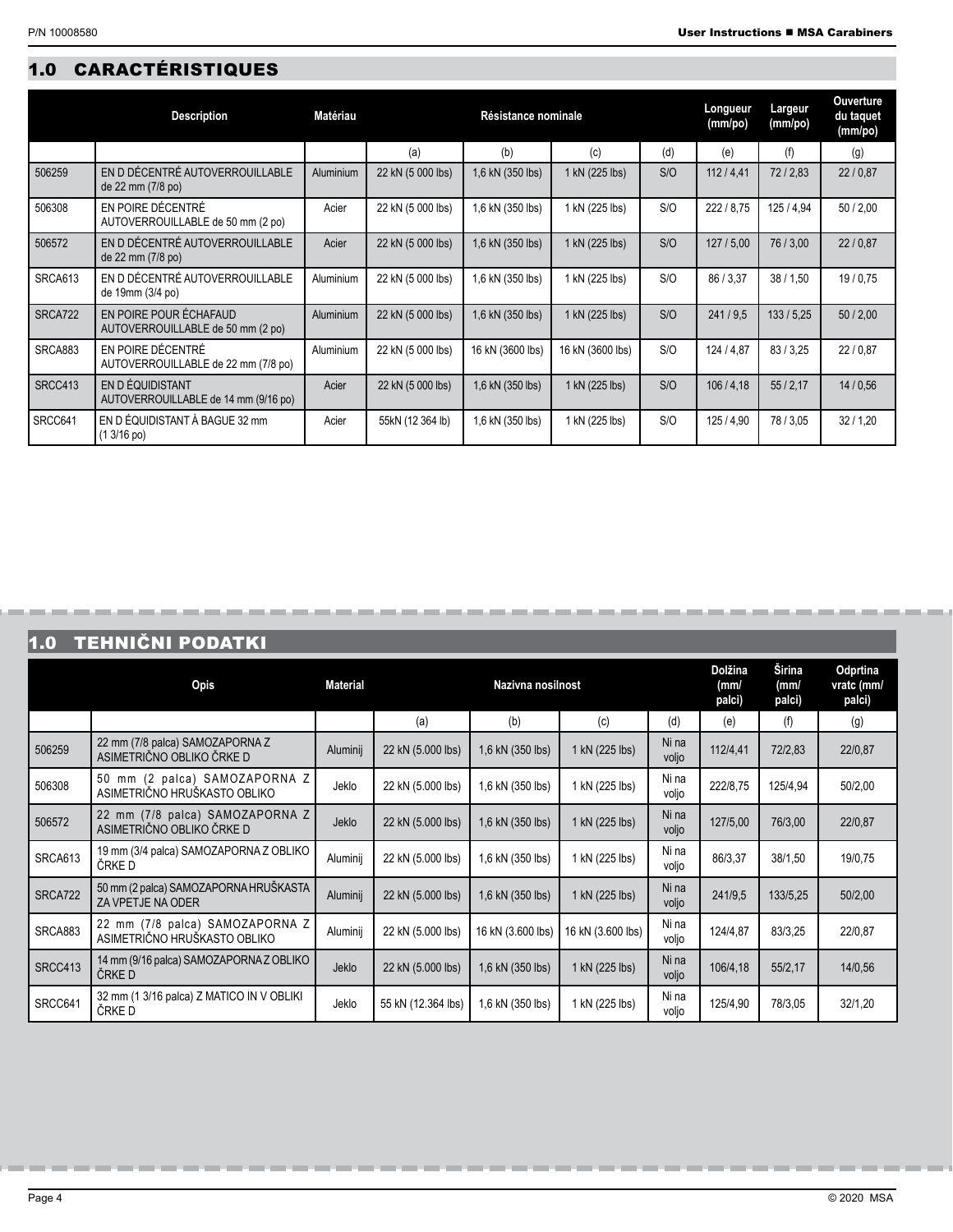## 1.0 CARACTÉRISTIQUES

| | Description | Matériau | Résistance nominale | | | | Longueur (mm/po) | Largeur (mm/po) | Ouverture du taquet (mm/po) |
|---|---|---|---|---|---|---|---|---|---|
| | | | (a) | (b) | (c) | (d) | (e) | (f) | (g) |
| 506259 | EN D DÉCENTRÉ AUTOVERROUILLABLE de 22 mm (7/8 po) | Aluminium | 22 kN (5 000 lbs) | 1,6 kN (350 lbs) | 1 kN (225 lbs) | S/O | 112 / 4,41 | 72 / 2,83 | 22 / 0,87 |
| 506308 | EN POIRE DÉCENTRÉ AUTOVERROUILLABLE de 50 mm (2 po) | Acier | 22 kN (5 000 lbs) | 1,6 kN (350 lbs) | 1 kN (225 lbs) | S/O | 222 / 8,75 | 125 / 4,94 | 50 / 2,00 |
| 506572 | EN D DÉCENTRÉ AUTOVERROUILLABLE de 22 mm (7/8 po) | Acier | 22 kN (5 000 lbs) | 1,6 kN (350 lbs) | 1 kN (225 lbs) | S/O | 127 / 5,00 | 76 / 3,00 | 22 / 0,87 |
| SRCA613 | EN D DÉCENTRÉ AUTOVERROUILLABLE de 19mm (3/4 po) | Aluminium | 22 kN (5 000 lbs) | 1,6 kN (350 lbs) | 1 kN (225 lbs) | S/O | 86 / 3,37 | 38 / 1,50 | 19 / 0,75 |
| SRCA722 | EN POIRE POUR ÉCHAFAUD AUTOVERROUILLABLE de 50 mm (2 po) | Aluminium | 22 kN (5 000 lbs) | 1,6 kN (350 lbs) | 1 kN (225 lbs) | S/O | 241 / 9,5 | 133 / 5,25 | 50 / 2,00 |
| SRCA883 | EN POIRE DÉCENTRÉ AUTOVERROUILLABLE de 22 mm (7/8 po) | Aluminium | 22 kN (5 000 lbs) | 16 kN (3600 lbs) | 16 kN (3600 lbs) | S/O | 124 / 4,87 | 83 / 3,25 | 22 / 0,87 |
| SRCC413 | EN D ÉQUIDISTANT AUTOVERROUILLABLE de 14 mm (9/16 po) | Acier | 22 kN (5 000 lbs) | 1,6 kN (350 lbs) | 1 kN (225 lbs) | S/O | 106 / 4,18 | 55 / 2,17 | 14 / 0,56 |
| SRCC641 | EN D ÉQUIDISTANT À BAGUE 32 mm (1 3/16 po) | Acier | 55kN (12 364 lb) | 1,6 kN (350 lbs) | 1 kN (225 lbs) | S/O | 125 / 4,90 | 78 / 3,05 | 32 / 1,20 |

## 1.0 TEHNIČNI PODATKI

| | Opis | Material | Nazivna nosilnost | | | | Dolžina (mm/ palci) | Širina (mm/ palci) | Odprtina vratc (mm/ palci) |
|---|---|---|---|---|---|---|---|---|---|
| | | | (a) | (b) | (c) | (d) | (e) | (f) | (g) |
| 506259 | 22 mm (7/8 palca) SAMOZAPORNA Z ASIMETRIČNO OBLIKO ČRKE D | Aluminij | 22 kN (5.000 lbs) | 1,6 kN (350 lbs) | 1 kN (225 lbs) | Ni na voljo | 112/4,41 | 72/2,83 | 22/0,87 |
| 506308 | 50 mm (2 palca) SAMOZAPORNA Z ASIMETRIČNO HRUŠKASTO OBLIKO | Jeklo | 22 kN (5.000 lbs) | 1,6 kN (350 lbs) | 1 kN (225 lbs) | Ni na voljo | 222/8,75 | 125/4,94 | 50/2,00 |
| 506572 | 22 mm (7/8 palca) SAMOZAPORNA Z ASIMETRIČNO OBLIKO ČRKE D | Jeklo | 22 kN (5.000 lbs) | 1,6 kN (350 lbs) | 1 kN (225 lbs) | Ni na voljo | 127/5,00 | 76/3,00 | 22/0,87 |
| SRCA613 | 19 mm (3/4 palca) SAMOZAPORNA Z OBLIKO ČRKE D | Aluminij | 22 kN (5.000 lbs) | 1,6 kN (350 lbs) | 1 kN (225 lbs) | Ni na voljo | 86/3,37 | 38/1,50 | 19/0,75 |
| SRCA722 | 50 mm (2 palca) SAMOZAPORNA HRUŠKASTA ZA VPETJE NA ODER | Aluminij | 22 kN (5.000 lbs) | 1,6 kN (350 lbs) | 1 kN (225 lbs) | Ni na voljo | 241/9,5 | 133/5,25 | 50/2,00 |
| SRCA883 | 22 mm (7/8 palca) SAMOZAPORNA Z ASIMETRIČNO HRUŠKASTO OBLIKO | Aluminij | 22 kN (5.000 lbs) | 16 kN (3.600 lbs) | 16 kN (3.600 lbs) | Ni na voljo | 124/4,87 | 83/3,25 | 22/0,87 |
| SRCC413 | 14 mm (9/16 palca) SAMOZAPORNA Z OBLIKO ČRKE D | Jeklo | 22 kN (5.000 lbs) | 1,6 kN (350 lbs) | 1 kN (225 lbs) | Ni na voljo | 106/4,18 | 55/2,17 | 14/0,56 |
| SRCC641 | 32 mm (1 3/16 palca) Z MATICO IN V OBLIKI ČRKE D | Jeklo | 55 kN (12.364 lbs) | 1,6 kN (350 lbs) | 1 kN (225 lbs) | Ni na voljo | 125/4,90 | 78/3,05 | 32/1,20 |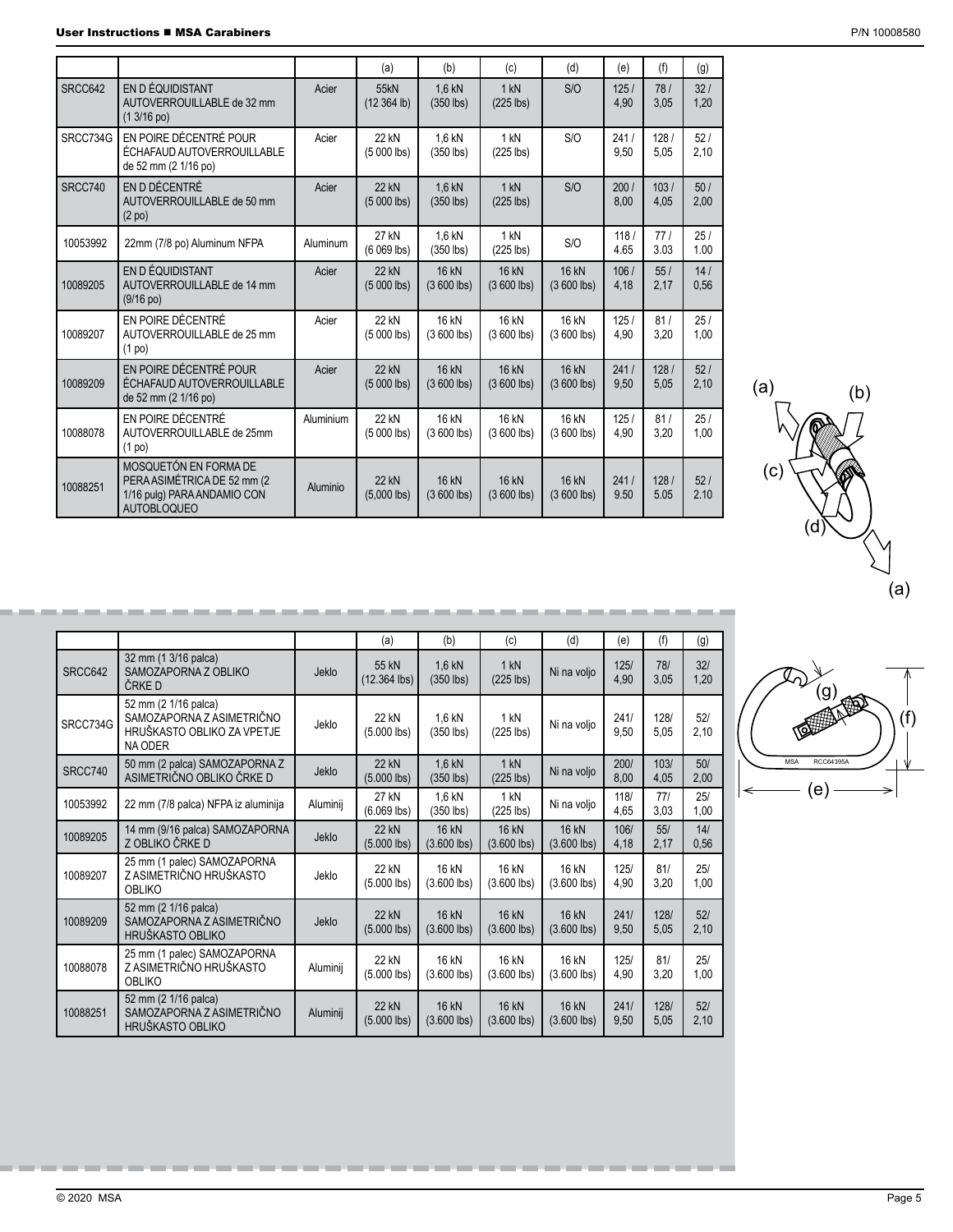|  |  |  | (a) | (b) | (c) | (d) | (e) | (f) | (g) |
|---|---|---|---|---|---|---|---|---|---|
| SRCC642 | EN D ÉQUIDISTANT AUTOVERROUILLABLE de 32 mm (1 3/16 po) | Acier | 55kN (12 364 lb) | 1,6 kN (350 lbs) | 1 kN (225 lbs) | S/O | 125 / 4,90 | 78 / 3,05 | 32 / 1,20 |
| SRCC734G | EN POIRE DÉCENTRÉ POUR ÉCHAFAUD AUTOVERROUILLABLE de 52 mm (2 1/16 po) | Acier | 22 kN (5 000 lbs) | 1,6 kN (350 lbs) | 1 kN (225 lbs) | S/O | 241 / 9,50 | 128 / 5,05 | 52 / 2,10 |
| SRCC740 | EN D DÉCENTRÉ AUTOVERROUILLABLE de 50 mm (2 po) | Acier | 22 kN (5 000 lbs) | 1,6 kN (350 lbs) | 1 kN (225 lbs) | S/O | 200 / 8,00 | 103 / 4,05 | 50 / 2,00 |
| 10053992 | 22mm (7/8 po) Aluminum NFPA | Aluminum | 27 kN (6 069 lbs) | 1,6 kN (350 lbs) | 1 kN (225 lbs) | S/O | 118 / 4.65 | 77 / 3.03 | 25 / 1.00 |
| 10089205 | EN D ÉQUIDISTANT AUTOVERROUILLABLE de 14 mm (9/16 po) | Acier | 22 kN (5 000 lbs) | 16 kN (3 600 lbs) | 16 kN (3 600 lbs) | 16 kN (3 600 lbs) | 106 / 4,18 | 55 / 2,17 | 14 / 0,56 |
| 10089207 | EN POIRE DÉCENTRÉ AUTOVERROUILLABLE de 25 mm (1 po) | Acier | 22 kN (5 000 lbs) | 16 kN (3 600 lbs) | 16 kN (3 600 lbs) | 16 kN (3 600 lbs) | 125 / 4,90 | 81 / 3,20 | 25 / 1,00 |
| 10089209 | EN POIRE DÉCENTRÉ POUR ÉCHAFAUD AUTOVERROUILLABLE de 52 mm (2 1/16 po) | Acier | 22 kN (5 000 lbs) | 16 kN (3 600 lbs) | 16 kN (3 600 lbs) | 16 kN (3 600 lbs) | 241 / 9,50 | 128 / 5,05 | 52 / 2,10 |
| 10088078 | EN POIRE DÉCENTRÉ AUTOVERROUILLABLE de 25mm (1 po) | Aluminium | 22 kN (5 000 lbs) | 16 kN (3 600 lbs) | 16 kN (3 600 lbs) | 16 kN (3 600 lbs) | 125 / 4,90 | 81 / 3,20 | 25 / 1,00 |
| 10088251 | MOSQUETÓN EN FORMA DE PERA ASIMÉTRICA DE 52 mm (2 1/16 pulg) PARA ANDAMIO CON AUTOBLOQUEO | Aluminio | 22 kN (5,000 lbs) | 16 kN (3 600 lbs) | 16 kN (3 600 lbs) | 16 kN (3 600 lbs) | 241 / 9.50 | 128 / 5.05 | 52 / 2.10 |

(a) (b) (c) (d) (a)

|  |  |  | (a) | (b) | (c) | (d) | (e) | (f) | (g) |
|---|---|---|---|---|---|---|---|---|---|
| SRCC642 | 32 mm (1 3/16 palca) SAMOZAPORNA Z OBLIKO ČRKE D | Jeklo | 55 kN (12.364 lbs) | 1,6 kN (350 lbs) | 1 kN (225 lbs) | Ni na voljo | 125/ 4,90 | 78/ 3,05 | 32/ 1,20 |
| SRCC734G | 52 mm (2 1/16 palca) SAMOZAPORNA Z ASIMETRIČNO HRUŠKASTO OBLIKO ZA VPETJE NA ODER | Jeklo | 22 kN (5.000 lbs) | 1,6 kN (350 lbs) | 1 kN (225 lbs) | Ni na voljo | 241/ 9,50 | 128/ 5,05 | 52/ 2,10 |
| SRCC740 | 50 mm (2 palca) SAMOZAPORNA Z ASIMETRIČNO OBLIKO ČRKE D | Jeklo | 22 kN (5.000 lbs) | 1,6 kN (350 lbs) | 1 kN (225 lbs) | Ni na voljo | 200/ 8,00 | 103/ 4,05 | 50/ 2,00 |
| 10053992 | 22 mm (7/8 palca) NFPA iz aluminija | Aluminij | 27 kN (6.069 lbs) | 1,6 kN (350 lbs) | 1 kN (225 lbs) | Ni na voljo | 118/ 4,65 | 77/ 3,03 | 25/ 1,00 |
| 10089205 | 14 mm (9/16 palca) SAMOZAPORNA Z OBLIKO ČRKE D | Jeklo | 22 kN (5.000 lbs) | 16 kN (3.600 lbs) | 16 kN (3.600 lbs) | 16 kN (3.600 lbs) | 106/ 4,18 | 55/ 2,17 | 14/ 0,56 |
| 10089207 | 25 mm (1 palec) SAMOZAPORNA Z ASIMETRIČNO HRUŠKASTO OBLIKO | Jeklo | 22 kN (5.000 lbs) | 16 kN (3.600 lbs) | 16 kN (3.600 lbs) | 16 kN (3.600 lbs) | 125/ 4,90 | 81/ 3,20 | 25/ 1,00 |
| 10089209 | 52 mm (2 1/16 palca) SAMOZAPORNA Z ASIMETRIČNO HRUŠKASTO OBLIKO | Jeklo | 22 kN (5.000 lbs) | 16 kN (3.600 lbs) | 16 kN (3.600 lbs) | 16 kN (3.600 lbs) | 241/ 9,50 | 128/ 5,05 | 52/ 2,10 |
| 10088078 | 25 mm (1 palec) SAMOZAPORNA Z ASIMETRIČNO HRUŠKASTO OBLIKO | Aluminij | 22 kN (5.000 lbs) | 16 kN (3.600 lbs) | 16 kN (3.600 lbs) | 16 kN (3.600 lbs) | 125/ 4,90 | 81/ 3,20 | 25/ 1,00 |
| 10088251 | 52 mm (2 1/16 palca) SAMOZAPORNA Z ASIMETRIČNO HRUŠKASTO OBLIKO | Aluminij | 22 kN (5.000 lbs) | 16 kN (3.600 lbs) | 16 kN (3.600 lbs) | 16 kN (3.600 lbs) | 241/ 9,50 | 128/ 5,05 | 52/ 2,10 |

(g) (f) (e) MSA RCC64395A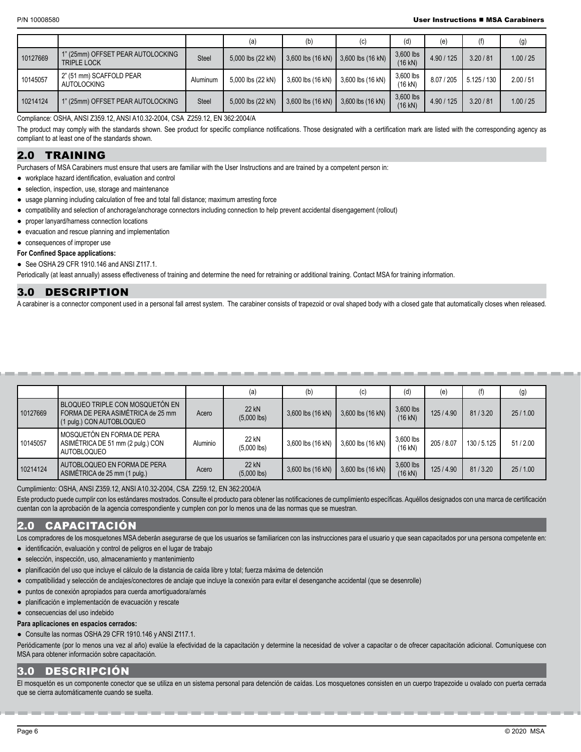| | | | (a) | (b) | (c) | (d) | (e) | (f) | (g) |
|---|---|---|---|---|---|---|---|---|---|
| 10127669 | 1" (25mm) OFFSET PEAR AUTOLOCKING TRIPLE LOCK | Steel | 5,000 lbs (22 kN) | 3,600 lbs (16 kN) | 3,600 lbs (16 kN) | 3,600 lbs (16 kN) | 4.90 / 125 | 3.20 / 81 | 1.00 / 25 |
| 10145057 | 2" (51 mm) SCAFFOLD PEAR AUTOLOCKING | Aluminum | 5,000 lbs (22 kN) | 3,600 lbs (16 kN) | 3,600 lbs (16 kN) | 3,600 lbs (16 kN) | 8.07 / 205 | 5.125 / 130 | 2.00 / 51 |
| 10214124 | 1" (25mm) OFFSET PEAR AUTOLOCKING | Steel | 5,000 lbs (22 kN) | 3,600 lbs (16 kN) | 3,600 lbs (16 kN) | 3,600 lbs (16 kN) | 4.90 / 125 | 3.20 / 81 | 1.00 / 25 |

Compliance: OSHA, ANSI Z359.12, ANSI A10.32-2004, CSA Z259.12, EN 362:2004/A

The product may comply with the standards shown. See product for specific compliance notifications. Those designated with a certification mark are listed with the corresponding agency as compliant to at least one of the standards shown.

## 2.0 TRAINING

Purchasers of MSA Carabiners must ensure that users are familiar with the User Instructions and are trained by a competent person in:

- workplace hazard identification, evaluation and control
- selection, inspection, use, storage and maintenance
- usage planning including calculation of free and total fall distance; maximum arresting force
- compatibility and selection of anchorage/anchorage connectors including connection to help prevent accidental disengagement (rollout)
- proper lanyard/harness connection locations
- evacuation and rescue planning and implementation
- consequences of improper use

**For Confined Space applications:**

- See OSHA 29 CFR 1910.146 and ANSI Z117.1.

Periodically (at least annually) assess effectiveness of training and determine the need for retraining or additional training. Contact MSA for training information.

## 3.0 DESCRIPTION

A carabiner is a connector component used in a personal fall arrest system. The carabiner consists of trapezoid or oval shaped body with a closed gate that automatically closes when released.

| | | | (a) | (b) | (c) | (d) | (e) | (f) | (g) |
|---|---|---|---|---|---|---|---|---|---|
| 10127669 | BLOQUEO TRIPLE CON MOSQUETÓN EN FORMA DE PERA ASIMÉTRICA de 25 mm (1 pulg.) CON AUTOBLOQUEO | Acero | 22 kN (5,000 lbs) | 3,600 lbs (16 kN) | 3,600 lbs (16 kN) | 3,600 lbs (16 kN) | 125 / 4.90 | 81 / 3.20 | 25 / 1.00 |
| 10145057 | MOSQUETÓN EN FORMA DE PERA ASIMÉTRICA DE 51 mm (2 pulg.) CON AUTOBLOQUEO | Aluminio | 22 kN (5,000 lbs) | 3,600 lbs (16 kN) | 3,600 lbs (16 kN) | 3,600 lbs (16 kN) | 205 / 8.07 | 130 / 5.125 | 51 / 2.00 |
| 10214124 | AUTOBLOQUEO EN FORMA DE PERA ASIMÉTRICA de 25 mm (1 pulg.) | Acero | 22 kN (5,000 lbs) | 3,600 lbs (16 kN) | 3,600 lbs (16 kN) | 3,600 lbs (16 kN) | 125 / 4.90 | 81 / 3.20 | 25 / 1.00 |

Cumplimiento: OSHA, ANSI Z359.12, ANSI A10.32-2004, CSA Z259.12, EN 362:2004/A

Este producto puede cumplir con los estándares mostrados. Consulte el producto para obtener las notificaciones de cumplimiento específicas. Aquéllos designados con una marca de certificación cuentan con la aprobación de la agencia correspondiente y cumplen con por lo menos una de las normas que se muestran.

## 2.0 CAPACITACIÓN

Los compradores de los mosquetones MSA deberán asegurarse de que los usuarios se familiaricen con las instrucciones para el usuario y que sean capacitados por una persona competente en:

- identificación, evaluación y control de peligros en el lugar de trabajo
- selección, inspección, uso, almacenamiento y mantenimiento
- planificación del uso que incluye el cálculo de la distancia de caída libre y total; fuerza máxima de detención
- compatibilidad y selección de anclajes/conectores de anclaje que incluye la conexión para evitar el desenganche accidental (que se desenrolle)
- puntos de conexión apropiados para cuerda amortiguadora/arnés
- planificación e implementación de evacuación y rescate
- consecuencias del uso indebido

**Para aplicaciones en espacios cerrados:**

- Consulte las normas OSHA 29 CFR 1910.146 y ANSI Z117.1.

Periódicamente (por lo menos una vez al año) evalúe la efectividad de la capacitación y determine la necesidad de volver a capacitar o de ofrecer capacitación adicional. Comuníquese con MSA para obtener información sobre capacitación.

## 3.0 DESCRIPCIÓN

El mosquetón es un componente conector que se utiliza en un sistema personal para detención de caídas. Los mosquetones consisten en un cuerpo trapezoide u ovalado con puerta cerrada que se cierra automáticamente cuando se suelta.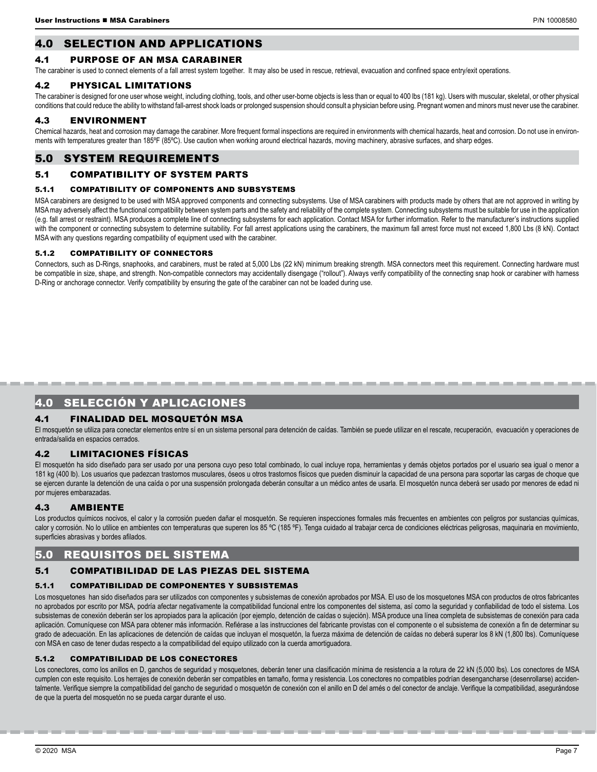## 4.0 SELECTION AND APPLICATIONS

### 4.1 PURPOSE OF AN MSA CARABINER

The carabiner is used to connect elements of a fall arrest system together. It may also be used in rescue, retrieval, evacuation and confined space entry/exit operations.

### 4.2 PHYSICAL LIMITATIONS

The carabiner is designed for one user whose weight, including clothing, tools, and other user-borne objects is less than or equal to 400 lbs (181 kg). Users with muscular, skeletal, or other physical conditions that could reduce the ability to withstand fall-arrest shock loads or prolonged suspension should consult a physician before using. Pregnant women and minors must never use the carabiner.

### 4.3 ENVIRONMENT

Chemical hazards, heat and corrosion may damage the carabiner. More frequent formal inspections are required in environments with chemical hazards, heat and corrosion. Do not use in environments with temperatures greater than 185ºF (85ºC). Use caution when working around electrical hazards, moving machinery, abrasive surfaces, and sharp edges.

## 5.0 SYSTEM REQUIREMENTS

### 5.1 COMPATIBILITY OF SYSTEM PARTS

#### 5.1.1 COMPATIBILITY OF COMPONENTS AND SUBSYSTEMS

MSA carabiners are designed to be used with MSA approved components and connecting subsystems. Use of MSA carabiners with products made by others that are not approved in writing by MSA may adversely affect the functional compatibility between system parts and the safety and reliability of the complete system. Connecting subsystems must be suitable for use in the application (e.g. fall arrest or restraint). MSA produces a complete line of connecting subsystems for each application. Contact MSA for further information. Refer to the manufacturer's instructions supplied with the component or connecting subsystem to determine suitability. For fall arrest applications using the carabiners, the maximum fall arrest force must not exceed 1,800 Lbs (8 kN). Contact MSA with any questions regarding compatibility of equipment used with the carabiner.

#### 5.1.2 COMPATIBILITY OF CONNECTORS

Connectors, such as D-Rings, snaphooks, and carabiners, must be rated at 5,000 Lbs (22 kN) minimum breaking strength. MSA connectors meet this requirement. Connecting hardware must be compatible in size, shape, and strength. Non-compatible connectors may accidentally disengage ("rollout"). Always verify compatibility of the connecting snap hook or carabiner with harness D-Ring or anchorage connector. Verify compatibility by ensuring the gate of the carabiner can not be loaded during use.

## 4.0 SELECCIÓN Y APLICACIONES

### 4.1 FINALIDAD DEL MOSQUETÓN MSA

El mosquetón se utiliza para conectar elementos entre sí en un sistema personal para detención de caídas. También se puede utilizar en el rescate, recuperación, evacuación y operaciones de entrada/salida en espacios cerrados.

### 4.2 LIMITACIONES FÍSICAS

El mosquetón ha sido diseñado para ser usado por una persona cuyo peso total combinado, lo cual incluye ropa, herramientas y demás objetos portados por el usuario sea igual o menor a 181 kg (400 lb). Los usuarios que padezcan trastornos musculares, óseos u otros trastornos físicos que pueden disminuir la capacidad de una persona para soportar las cargas de choque que se ejercen durante la detención de una caída o por una suspensión prolongada deberán consultar a un médico antes de usarla. El mosquetón nunca deberá ser usado por menores de edad ni por mujeres embarazadas.

### 4.3 AMBIENTE

Los productos químicos nocivos, el calor y la corrosión pueden dañar el mosquetón. Se requieren inspecciones formales más frecuentes en ambientes con peligros por sustancias químicas, calor y corrosión. No lo utilice en ambientes con temperaturas que superen los 85 ºC (185 ºF). Tenga cuidado al trabajar cerca de condiciones eléctricas peligrosas, maquinaria en movimiento, superficies abrasivas y bordes afilados.

## 5.0 REQUISITOS DEL SISTEMA

### 5.1 COMPATIBILIDAD DE LAS PIEZAS DEL SISTEMA

#### 5.1.1 COMPATIBILIDAD DE COMPONENTES Y SUBSISTEMAS

Los mosquetones han sido diseñados para ser utilizados con componentes y subsistemas de conexión aprobados por MSA. El uso de los mosquetones MSA con productos de otros fabricantes no aprobados por escrito por MSA, podría afectar negativamente la compatibilidad funcional entre los componentes del sistema, así como la seguridad y confiabilidad de todo el sistema. Los subsistemas de conexión deberán ser los apropiados para la aplicación (por ejemplo, detención de caídas o sujeción). MSA produce una línea completa de subsistemas de conexión para cada aplicación. Comuníquese con MSA para obtener más información. Refiérase a las instrucciones del fabricante provistas con el componente o el subsistema de conexión a fin de determinar su grado de adecuación. En las aplicaciones de detención de caídas que incluyan el mosquetón, la fuerza máxima de detención de caídas no deberá superar los 8 kN (1,800 lbs). Comuníquese con MSA en caso de tener dudas respecto a la compatibilidad del equipo utilizado con la cuerda amortiguadora.

#### 5.1.2 COMPATIBILIDAD DE LOS CONECTORES

Los conectores, como los anillos en D, ganchos de seguridad y mosquetones, deberán tener una clasificación mínima de resistencia a la rotura de 22 kN (5,000 lbs). Los conectores de MSA cumplen con este requisito. Los herrajes de conexión deberán ser compatibles en tamaño, forma y resistencia. Los conectores no compatibles podrían desengancharse (desenrollarse) accidentalmente. Verifique siempre la compatibilidad del gancho de seguridad o mosquetón de conexión con el anillo en D del arnés o del conector de anclaje. Verifique la compatibilidad, asegurándose de que la puerta del mosquetón no se pueda cargar durante el uso.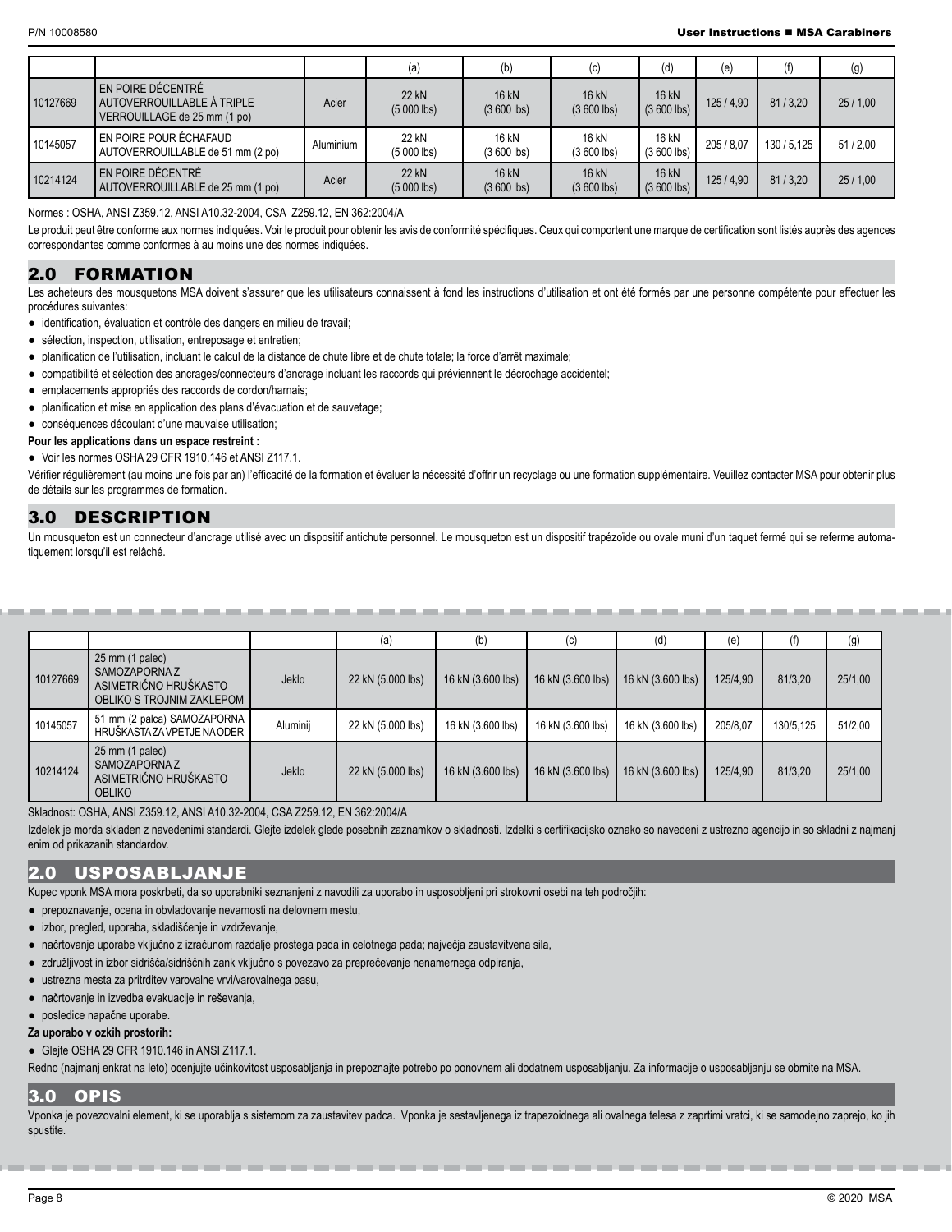| | | | (a) | (b) | (c) | (d) | (e) | (f) | (g) |
|---|---|---|---|---|---|---|---|---|---|
| 10127669 | EN POIRE DÉCENTRÉ AUTOVERROUILLABLE À TRIPLE VERROUILLAGE de 25 mm (1 po) | Acier | 22 kN (5 000 lbs) | 16 kN (3 600 lbs) | 16 kN (3 600 lbs) | 16 kN (3 600 lbs) | 125 / 4,90 | 81 / 3,20 | 25 / 1,00 |
| 10145057 | EN POIRE POUR ÉCHAFAUD AUTOVERROUILLABLE de 51 mm (2 po) | Aluminium | 22 kN (5 000 lbs) | 16 kN (3 600 lbs) | 16 kN (3 600 lbs) | 16 kN (3 600 lbs) | 205 / 8,07 | 130 / 5,125 | 51 / 2,00 |
| 10214124 | EN POIRE DÉCENTRÉ AUTOVERROUILLABLE de 25 mm (1 po) | Acier | 22 kN (5 000 lbs) | 16 kN (3 600 lbs) | 16 kN (3 600 lbs) | 16 kN (3 600 lbs) | 125 / 4,90 | 81 / 3,20 | 25 / 1,00 |

Normes : OSHA, ANSI Z359.12, ANSI A10.32-2004, CSA Z259.12, EN 362:2004/A

Le produit peut être conforme aux normes indiquées. Voir le produit pour obtenir les avis de conformité spécifiques. Ceux qui comportent une marque de certification sont listés auprès des agences correspondantes comme conformes à au moins une des normes indiquées.

## 2.0 FORMATION

Les acheteurs des mousquetons MSA doivent s'assurer que les utilisateurs connaissent à fond les instructions d'utilisation et ont été formés par une personne compétente pour effectuer les procédures suivantes:

- identification, évaluation et contrôle des dangers en milieu de travail;
- sélection, inspection, utilisation, entreposage et entretien;
- planification de l'utilisation, incluant le calcul de la distance de chute libre et de chute totale; la force d'arrêt maximale;
- compatibilité et sélection des ancrages/connecteurs d'ancrage incluant les raccords qui préviennent le décrochage accidentel;
- emplacements appropriés des raccords de cordon/harnais;
- planification et mise en application des plans d'évacuation et de sauvetage;
- conséquences découlant d'une mauvaise utilisation;

**Pour les applications dans un espace restreint :**

- Voir les normes OSHA 29 CFR 1910.146 et ANSI Z117.1.

Vérifier régulièrement (au moins une fois par an) l'efficacité de la formation et évaluer la nécessité d'offrir un recyclage ou une formation supplémentaire. Veuillez contacter MSA pour obtenir plus de détails sur les programmes de formation.

## 3.0 DESCRIPTION

Un mousqueton est un connecteur d'ancrage utilisé avec un dispositif antichute personnel. Le mousqueton est un dispositif trapézoïde ou ovale muni d'un taquet fermé qui se referme automatiquement lorsqu'il est relâché.

---

| | | | (a) | (b) | (c) | (d) | (e) | (f) | (g) |
|---|---|---|---|---|---|---|---|---|---|
| 10127669 | 25 mm (1 palec) SAMOZAPORNA Z ASIMETRIČNO HRUŠKASTO OBLIKO S TROJNIM ZAKLEPOM | Jeklo | 22 kN (5.000 lbs) | 16 kN (3.600 lbs) | 16 kN (3.600 lbs) | 16 kN (3.600 lbs) | 125/4,90 | 81/3,20 | 25/1,00 |
| 10145057 | 51 mm (2 palca) SAMOZAPORNA HRUŠKASTA ZA VPETJE NA ODER | Aluminij | 22 kN (5.000 lbs) | 16 kN (3.600 lbs) | 16 kN (3.600 lbs) | 16 kN (3.600 lbs) | 205/8,07 | 130/5,125 | 51/2,00 |
| 10214124 | 25 mm (1 palec) SAMOZAPORNA Z ASIMETRIČNO HRUŠKASTO OBLIKO | Jeklo | 22 kN (5.000 lbs) | 16 kN (3.600 lbs) | 16 kN (3.600 lbs) | 16 kN (3.600 lbs) | 125/4,90 | 81/3,20 | 25/1,00 |

Skladnost: OSHA, ANSI Z359.12, ANSI A10.32-2004, CSA Z259.12, EN 362:2004/A

Izdelek je morda skladen z navedenimi standardi. Glejte izdelek glede posebnih zaznamkov o skladnosti. Izdelki s certifikacijsko oznako so navedeni z ustrezno agencijo in so skladni z najmanj enim od prikazanih standardov.

## 2.0 USPOSABLJANJE

Kupec vponk MSA mora poskrbeti, da so uporabniki seznanjeni z navodili za uporabo in usposobljeni pri strokovni osebi na teh področjih:

- prepoznavanje, ocena in obvladovanje nevarnosti na delovnem mestu,
- izbor, pregled, uporaba, skladiščenje in vzdrževanje,
- načrtovanje uporabe vključno z izračunom razdalje prostega pada in celotnega pada; največja zaustavitvena sila,
- združljivost in izbor sidrišča/sidriščnih zank vključno s povezavo za preprečevanje nenamernega odpiranja,
- ustrezna mesta za pritrditev varovalne vrvi/varovalnega pasu,
- načrtovanje in izvedba evakuacije in reševanja,
- posledice napačne uporabe.

**Za uporabo v ozkih prostorih:**

- Glejte OSHA 29 CFR 1910.146 in ANSI Z117.1.

Redno (najmanj enkrat na leto) ocenjujte učinkovitost usposabljanja in prepoznajte potrebo po ponovnem ali dodatnem usposabljanju. Za informacije o usposabljanju se obrnite na MSA.

## 3.0 OPIS

Vponka je povezovalni element, ki se uporablja s sistemom za zaustavitev padca. Vponka je sestavljenega iz trapezoidnega ali ovalnega telesa z zaprtimi vratci, ki se samodejno zaprejo, ko jih spustite.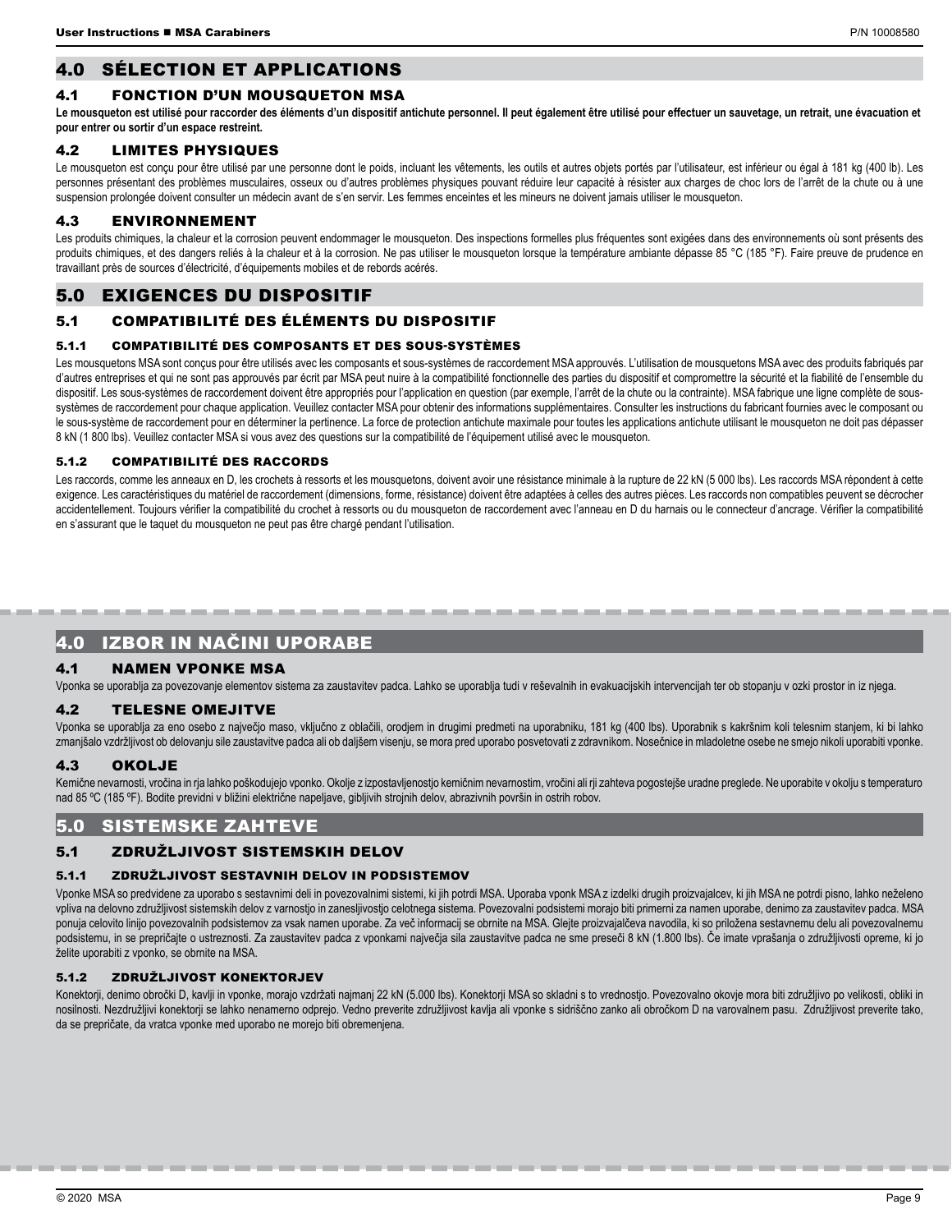## 4.0 SÉLECTION ET APPLICATIONS

### 4.1 FONCTION D'UN MOUSQUETON MSA

**Le mousqueton est utilisé pour raccorder des éléments d'un dispositif antichute personnel. Il peut également être utilisé pour effectuer un sauvetage, un retrait, une évacuation et pour entrer ou sortir d'un espace restreint.**

### 4.2 LIMITES PHYSIQUES

Le mousqueton est conçu pour être utilisé par une personne dont le poids, incluant les vêtements, les outils et autres objets portés par l'utilisateur, est inférieur ou égal à 181 kg (400 lb). Les personnes présentant des problèmes musculaires, osseux ou d'autres problèmes physiques pouvant réduire leur capacité à résister aux charges de choc lors de l'arrêt de la chute ou à une suspension prolongée doivent consulter un médecin avant de s'en servir. Les femmes enceintes et les mineurs ne doivent jamais utiliser le mousqueton.

### 4.3 ENVIRONNEMENT

Les produits chimiques, la chaleur et la corrosion peuvent endommager le mousqueton. Des inspections formelles plus fréquentes sont exigées dans des environnements où sont présents des produits chimiques, et des dangers reliés à la chaleur et à la corrosion. Ne pas utiliser le mousqueton lorsque la température ambiante dépasse 85 °C (185 °F). Faire preuve de prudence en travaillant près de sources d'électricité, d'équipements mobiles et de rebords acérés.

## 5.0 EXIGENCES DU DISPOSITIF

### 5.1 COMPATIBILITÉ DES ÉLÉMENTS DU DISPOSITIF

#### 5.1.1 COMPATIBILITÉ DES COMPOSANTS ET DES SOUS-SYSTÈMES

Les mousquetons MSA sont conçus pour être utilisés avec les composants et sous-systèmes de raccordement MSA approuvés. L'utilisation de mousquetons MSA avec des produits fabriqués par d'autres entreprises et qui ne sont pas approuvés par écrit par MSA peut nuire à la compatibilité fonctionnelle des parties du dispositif et compromettre la sécurité et la fiabilité de l'ensemble du dispositif. Les sous-systèmes de raccordement doivent être appropriés pour l'application en question (par exemple, l'arrêt de la chute ou la contrainte). MSA fabrique une ligne complète de sous-systèmes de raccordement pour chaque application. Veuillez contacter MSA pour obtenir des informations supplémentaires. Consulter les instructions du fabricant fournies avec le composant ou le sous-système de raccordement pour en déterminer la pertinence. La force de protection antichute maximale pour toutes les applications antichute utilisant le mousqueton ne doit pas dépasser 8 kN (1 800 lbs). Veuillez contacter MSA si vous avez des questions sur la compatibilité de l'équipement utilisé avec le mousqueton.

#### 5.1.2 COMPATIBILITÉ DES RACCORDS

Les raccords, comme les anneaux en D, les crochets à ressorts et les mousquetons, doivent avoir une résistance minimale à la rupture de 22 kN (5 000 lbs). Les raccords MSA répondent à cette exigence. Les caractéristiques du matériel de raccordement (dimensions, forme, résistance) doivent être adaptées à celles des autres pièces. Les raccords non compatibles peuvent se décrocher accidentellement. Toujours vérifier la compatibilité du crochet à ressorts ou du mousqueton de raccordement avec l'anneau en D du harnais ou le connecteur d'ancrage. Vérifier la compatibilité en s'assurant que le taquet du mousqueton ne peut pas être chargé pendant l'utilisation.

## 4.0 IZBOR IN NAČINI UPORABE

### 4.1 NAMEN VPONKE MSA

Vponka se uporablja za povezovanje elementov sistema za zaustavitev padca. Lahko se uporablja tudi v reševalnih in evakuacijskih intervencijah ter ob stopanju v ozki prostor in iz njega.

### 4.2 TELESNE OMEJITVE

Vponka se uporablja za eno osebo z največjo maso, vključno z oblačili, orodjem in drugimi predmeti na uporabniku, 181 kg (400 lbs). Uporabnik s kakršnim koli telesnim stanjem, ki bi lahko zmanjšalo vzdržljivost ob delovanju sile zaustavitve padca ali ob daljšem visenju, se mora pred uporabo posvetovati z zdravnikom. Nosečnice in mladoletne osebe ne smejo nikoli uporabiti vponke.

### 4.3 OKOLJE

Kemične nevarnosti, vročina in rja lahko poškodujejo vponko. Okolje z izpostavljenostjo kemičnim nevarnostim, vročini ali rji zahteva pogostejše uradne preglede. Ne uporabite v okolju s temperaturo nad 85 ºC (185 ºF). Bodite previdni v bližini električne napeljave, gibljivih strojnih delov, abrazivnih površin in ostrih robov.

## 5.0 SISTEMSKE ZAHTEVE

### 5.1 ZDRUŽLJIVOST SISTEMSKIH DELOV

#### 5.1.1 ZDRUŽLJIVOST SESTAVNIH DELOV IN PODSISTEMOV

Vponke MSA so predvidene za uporabo s sestavnimi deli in povezovalnimi sistemi, ki jih potrdi MSA. Uporaba vponk MSA z izdelki drugih proizvajalcev, ki jih MSA ne potrdi pisno, lahko neželeno vpliva na delovno združljivost sistemskih delov z varnostjo in zanesljivostjo celotnega sistema. Povezovalni podsistemi morajo biti primerni za namen uporabe, denimo za zaustavitev padca. MSA ponuja celovito linijo povezovalnih podsistemov za vsak namen uporabe. Za več informacij se obrnite na MSA. Glejte proizvajalčeva navodila, ki so priložena sestavnemu delu ali povezovalnemu podsistemu, in se prepričajte o ustreznosti. Za zaustavitev padca z vponkami največja sila zaustavitve padca ne sme preseči 8 kN (1.800 lbs). Če imate vprašanja o združljivosti opreme, ki jo želite uporabiti z vponko, se obrnite na MSA.

#### 5.1.2 ZDRUŽLJIVOST KONEKTORJEV

Konektorji, denimo obročki D, kavlji in vponke, morajo vzdržati najmanj 22 kN (5.000 lbs). Konektorji MSA so skladni s to vrednostjo. Povezovalno okovje mora biti združljivo po velikosti, obliki in nosilnosti. Nezdružljivi konektorji se lahko nenamerno odprejo. Vedno preverite združljivost kavlja ali vponke s sidriščno zanko ali obročkom D na varovalnem pasu. Združljivost preverite tako, da se prepričate, da vratca vponke med uporabo ne morejo biti obremenjena.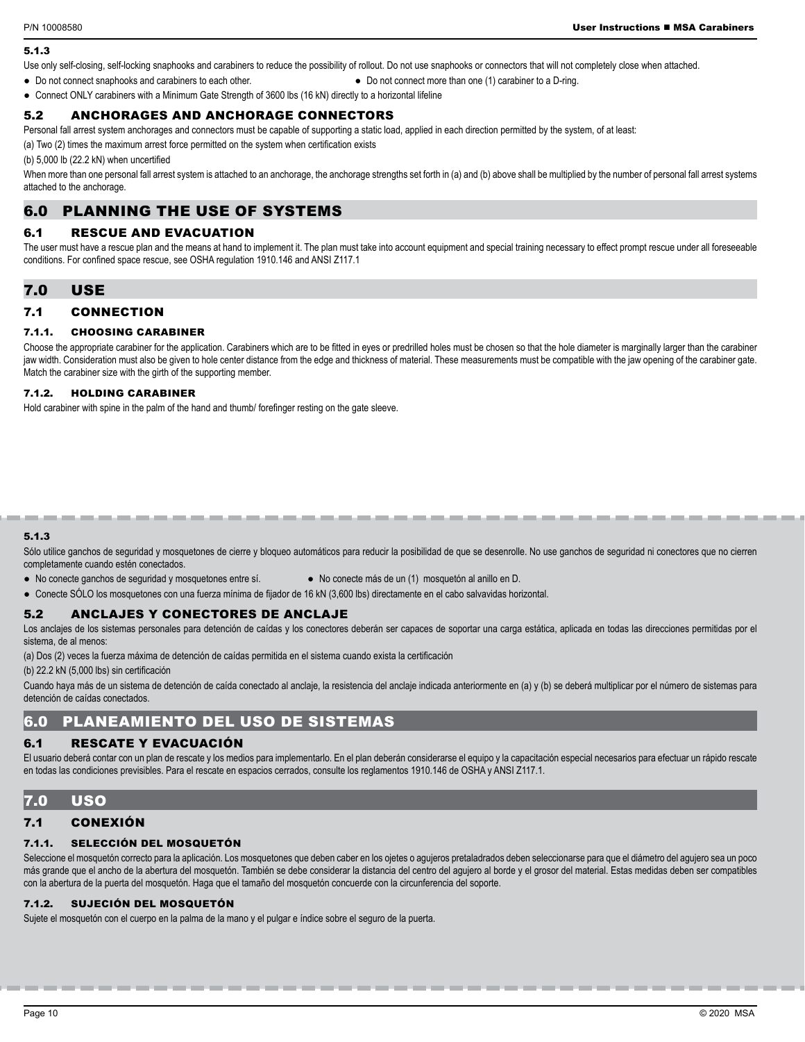#### 5.1.3

Use only self-closing, self-locking snaphooks and carabiners to reduce the possibility of rollout. Do not use snaphooks or connectors that will not completely close when attached.

- Do not connect snaphooks and carabiners to each other.
- Do not connect more than one (1) carabiner to a D-ring.
- Connect ONLY carabiners with a Minimum Gate Strength of 3600 lbs (16 kN) directly to a horizontal lifeline

### 5.2 ANCHORAGES AND ANCHORAGE CONNECTORS

Personal fall arrest system anchorages and connectors must be capable of supporting a static load, applied in each direction permitted by the system, of at least:

(a) Two (2) times the maximum arrest force permitted on the system when certification exists

(b) 5,000 lb (22.2 kN) when uncertified

When more than one personal fall arrest system is attached to an anchorage, the anchorage strengths set forth in (a) and (b) above shall be multiplied by the number of personal fall arrest systems attached to the anchorage.

## 6.0 PLANNING THE USE OF SYSTEMS

### 6.1 RESCUE AND EVACUATION

The user must have a rescue plan and the means at hand to implement it. The plan must take into account equipment and special training necessary to effect prompt rescue under all foreseeable conditions. For confined space rescue, see OSHA regulation 1910.146 and ANSI Z117.1

## 7.0 USE

### 7.1 CONNECTION

#### 7.1.1. CHOOSING CARABINER

Choose the appropriate carabiner for the application. Carabiners which are to be fitted in eyes or predrilled holes must be chosen so that the hole diameter is marginally larger than the carabiner jaw width. Consideration must also be given to hole center distance from the edge and thickness of material. These measurements must be compatible with the jaw opening of the carabiner gate. Match the carabiner size with the girth of the supporting member.

#### 7.1.2. HOLDING CARABINER

Hold carabiner with spine in the palm of the hand and thumb/ forefinger resting on the gate sleeve.

---

#### 5.1.3

Sólo utilice ganchos de seguridad y mosquetones de cierre y bloqueo automáticos para reducir la posibilidad de que se desenrolle. No use ganchos de seguridad ni conectores que no cierren completamente cuando estén conectados.

- No conecte ganchos de seguridad y mosquetones entre sí.
- No conecte más de un (1) mosquetón al anillo en D.
- Conecte SÓLO los mosquetones con una fuerza mínima de fijador de 16 kN (3,600 lbs) directamente en el cabo salvavidas horizontal.

### 5.2 ANCLAJES Y CONECTORES DE ANCLAJE

Los anclajes de los sistemas personales para detención de caídas y los conectores deberán ser capaces de soportar una carga estática, aplicada en todas las direcciones permitidas por el sistema, de al menos:

(a) Dos (2) veces la fuerza máxima de detención de caídas permitida en el sistema cuando exista la certificación

(b) 22.2 kN (5,000 lbs) sin certificación

Cuando haya más de un sistema de detención de caída conectado al anclaje, la resistencia del anclaje indicada anteriormente en (a) y (b) se deberá multiplicar por el número de sistemas para detención de caídas conectados.

## 6.0 PLANEAMIENTO DEL USO DE SISTEMAS

### 6.1 RESCATE Y EVACUACIÓN

El usuario deberá contar con un plan de rescate y los medios para implementarlo. En el plan deberán considerarse el equipo y la capacitación especial necesarios para efectuar un rápido rescate en todas las condiciones previsibles. Para el rescate en espacios cerrados, consulte los reglamentos 1910.146 de OSHA y ANSI Z117.1.

## 7.0 USO

### 7.1 CONEXIÓN

#### 7.1.1. SELECCIÓN DEL MOSQUETÓN

Seleccione el mosquetón correcto para la aplicación. Los mosquetones que deben caber en los ojetes o agujeros pretaladrados deben seleccionarse para que el diámetro del agujero sea un poco más grande que el ancho de la abertura del mosquetón. También se debe considerar la distancia del centro del agujero al borde y el grosor del material. Estas medidas deben ser compatibles con la abertura de la puerta del mosquetón. Haga que el tamaño del mosquetón concuerde con la circunferencia del soporte.

#### 7.1.2. SUJECIÓN DEL MOSQUETÓN

Sujete el mosquetón con el cuerpo en la palma de la mano y el pulgar e índice sobre el seguro de la puerta.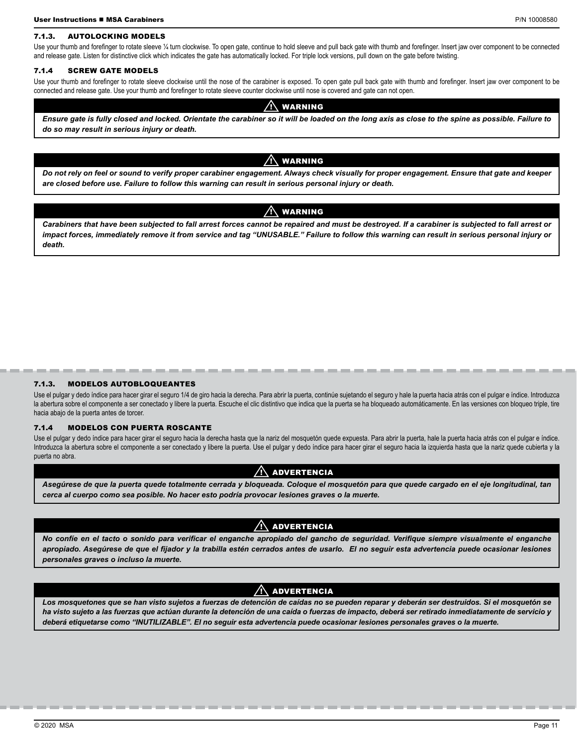### 7.1.3. AUTOLOCKING MODELS

Use your thumb and forefinger to rotate sleeve ¼ turn clockwise. To open gate, continue to hold sleeve and pull back gate with thumb and forefinger. Insert jaw over component to be connected and release gate. Listen for distinctive click which indicates the gate has automatically locked. For triple lock versions, pull down on the gate before twisting.

### 7.1.4 SCREW GATE MODELS

Use your thumb and forefinger to rotate sleeve clockwise until the nose of the carabiner is exposed. To open gate pull back gate with thumb and forefinger. Insert jaw over component to be connected and release gate. Use your thumb and forefinger to rotate sleeve counter clockwise until nose is covered and gate can not open.

**⚠ WARNING**

***Ensure gate is fully closed and locked. Orientate the carabiner so it will be loaded on the long axis as close to the spine as possible. Failure to do so may result in serious injury or death.***

**⚠ WARNING**

***Do not rely on feel or sound to verify proper carabiner engagement. Always check visually for proper engagement. Ensure that gate and keeper are closed before use. Failure to follow this warning can result in serious personal injury or death.***

**⚠ WARNING**

***Carabiners that have been subjected to fall arrest forces cannot be repaired and must be destroyed. If a carabiner is subjected to fall arrest or impact forces, immediately remove it from service and tag "UNUSABLE." Failure to follow this warning can result in serious personal injury or death.***

### 7.1.3. MODELOS AUTOBLOQUEANTES

Use el pulgar y dedo índice para hacer girar el seguro 1/4 de giro hacia la derecha. Para abrir la puerta, continúe sujetando el seguro y hale la puerta hacia atrás con el pulgar e índice. Introduzca la abertura sobre el componente a ser conectado y libere la puerta. Escuche el clic distintivo que indica que la puerta se ha bloqueado automáticamente. En las versiones con bloqueo triple, tire hacia abajo de la puerta antes de torcer.

### 7.1.4 MODELOS CON PUERTA ROSCANTE

Use el pulgar y dedo índice para hacer girar el seguro hacia la derecha hasta que la nariz del mosquetón quede expuesta. Para abrir la puerta, hale la puerta hacia atrás con el pulgar e índice. Introduzca la abertura sobre el componente a ser conectado y libere la puerta. Use el pulgar y dedo índice para hacer girar el seguro hacia la izquierda hasta que la nariz quede cubierta y la puerta no abra.

**⚠ ADVERTENCIA**

***Asegúrese de que la puerta quede totalmente cerrada y bloqueada. Coloque el mosquetón para que quede cargado en el eje longitudinal, tan cerca al cuerpo como sea posible. No hacer esto podría provocar lesiones graves o la muerte.***

**⚠ ADVERTENCIA**

***No confíe en el tacto o sonido para verificar el enganche apropiado del gancho de seguridad. Verifique siempre visualmente el enganche apropiado. Asegúrese de que el fijador y la trabilla estén cerrados antes de usarlo. El no seguir esta advertencia puede ocasionar lesiones personales graves o incluso la muerte.***

**⚠ ADVERTENCIA**

***Los mosquetones que se han visto sujetos a fuerzas de detención de caídas no se pueden reparar y deberán ser destruidos. Si el mosquetón se ha visto sujeto a las fuerzas que actúan durante la detención de una caída o fuerzas de impacto, deberá ser retirado inmediatamente de servicio y deberá etiquetarse como "INUTILIZABLE". El no seguir esta advertencia puede ocasionar lesiones personales graves o la muerte.***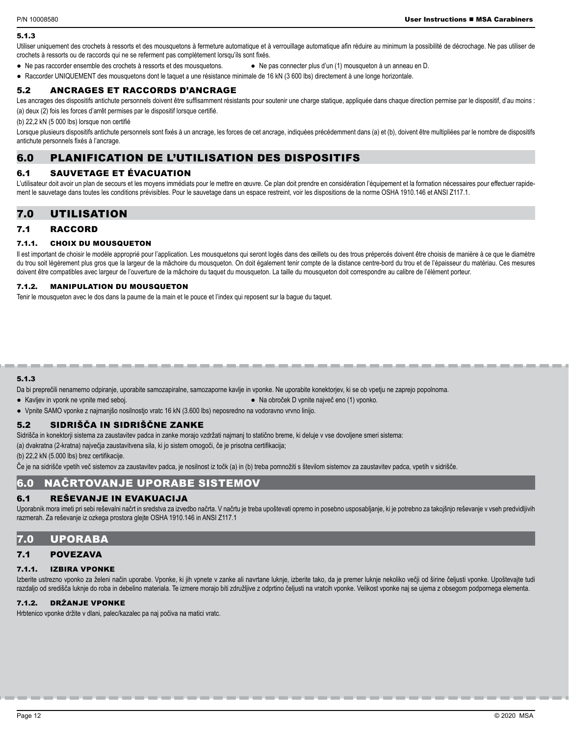### 5.1.3

Utiliser uniquement des crochets à ressorts et des mousquetons à fermeture automatique et à verrouillage automatique afin réduire au minimum la possibilité de décrochage. Ne pas utiliser de crochets à ressorts ou de raccords qui ne se referment pas complètement lorsqu'ils sont fixés.

- Ne pas raccorder ensemble des crochets à ressorts et des mousquetons.
- Ne pas connecter plus d'un (1) mousqueton à un anneau en D.
- Raccorder UNIQUEMENT des mousquetons dont le taquet a une résistance minimale de 16 kN (3 600 lbs) directement à une longe horizontale.

### 5.2 ANCRAGES ET RACCORDS D'ANCRAGE

Les ancrages des dispositifs antichute personnels doivent être suffisamment résistants pour soutenir une charge statique, appliquée dans chaque direction permise par le dispositif, d'au moins :

(a) deux (2) fois les forces d'arrêt permises par le dispositif lorsque certifié.

(b) 22,2 kN (5 000 lbs) lorsque non certifié

Lorsque plusieurs dispositifs antichute personnels sont fixés à un ancrage, les forces de cet ancrage, indiquées précédemment dans (a) et (b), doivent être multipliées par le nombre de dispositifs antichute personnels fixés à l'ancrage.

## 6.0 PLANIFICATION DE L'UTILISATION DES DISPOSITIFS

### 6.1 SAUVETAGE ET ÉVACUATION

L'utilisateur doit avoir un plan de secours et les moyens immédiats pour le mettre en œuvre. Ce plan doit prendre en considération l'équipement et la formation nécessaires pour effectuer rapidement le sauvetage dans toutes les conditions prévisibles. Pour le sauvetage dans un espace restreint, voir les dispositions de la norme OSHA 1910.146 et ANSI Z117.1.

## 7.0 UTILISATION

### 7.1 RACCORD

#### 7.1.1. CHOIX DU MOUSQUETON

Il est important de choisir le modèle approprié pour l'application. Les mousquetons qui seront logés dans des œillets ou des trous prépercés doivent être choisis de manière à ce que le diamètre du trou soit légèrement plus gros que la largeur de la mâchoire du mousqueton. On doit également tenir compte de la distance centre-bord du trou et de l'épaisseur du matériau. Ces mesures doivent être compatibles avec largeur de l'ouverture de la mâchoire du taquet du mousqueton. La taille du mousqueton doit correspondre au calibre de l'élément porteur.

#### 7.1.2. MANIPULATION DU MOUSQUETON

Tenir le mousqueton avec le dos dans la paume de la main et le pouce et l'index qui reposent sur la bague du taquet.

---

### 5.1.3

Da bi preprečili nenamerno odpiranje, uporabite samozapiralne, samozaporne kavlje in vponke. Ne uporabite konektorjev, ki se ob vpetju ne zaprejo popolnoma.

- Kavljev in vponk ne vpnite med seboj.
- Na obroček D vpnite največ eno (1) vponko.
- Vpnite SAMO vponke z najmanjšo nosilnostjo vratc 16 kN (3.600 lbs) neposredno na vodoravno vrvno linijo.

### 5.2 SIDRIŠČA IN SIDRIŠČNE ZANKE

Sidrišča in konektorji sistema za zaustavitev padca in zanke morajo vzdržati najmanj to statično breme, ki deluje v vse dovoljene smeri sistema:

(a) dvakratna (2-kratna) največja zaustavitvena sila, ki jo sistem omogoči, če je prisotna certifikacija;

(b) 22,2 kN (5.000 lbs) brez certifikacije.

Če je na sidrišče vpetih več sistemov za zaustavitev padca, je nosilnost iz točk (a) in (b) treba pomnožiti s številom sistemov za zaustavitev padca, vpetih v sidrišče.

## 6.0 NAČRTOVANJE UPORABE SISTEMOV

### 6.1 REŠEVANJE IN EVAKUACIJA

Uporabnik mora imeti pri sebi reševalni načrt in sredstva za izvedbo načrta. V načrtu je treba upoštevati opremo in posebno usposabljanje, ki je potrebno za takojšnjo reševanje v vseh predvidljivih razmerah. Za reševanje iz ozkega prostora glejte OSHA 1910.146 in ANSI Z117.1

## 7.0 UPORABA

### 7.1 POVEZAVA

#### 7.1.1. IZBIRA VPONKE

Izberite ustrezno vponko za želeni način uporabe. Vponke, ki jih vpnete v zanke ali navrtane luknje, izberite tako, da je premer luknje nekoliko večji od širine čeljusti vponke. Upoštevajte tudi razdaljo od središča luknje do roba in debelino materiala. Te izmere morajo biti združljive z odprtino čeljusti na vratcih vponke. Velikost vponke naj se ujema z obsegom podpornega elementa.

#### 7.1.2. DRŽANJE VPONKE

Hrbtenico vponke držite v dlani, palec/kazalec pa naj počiva na matici vratc.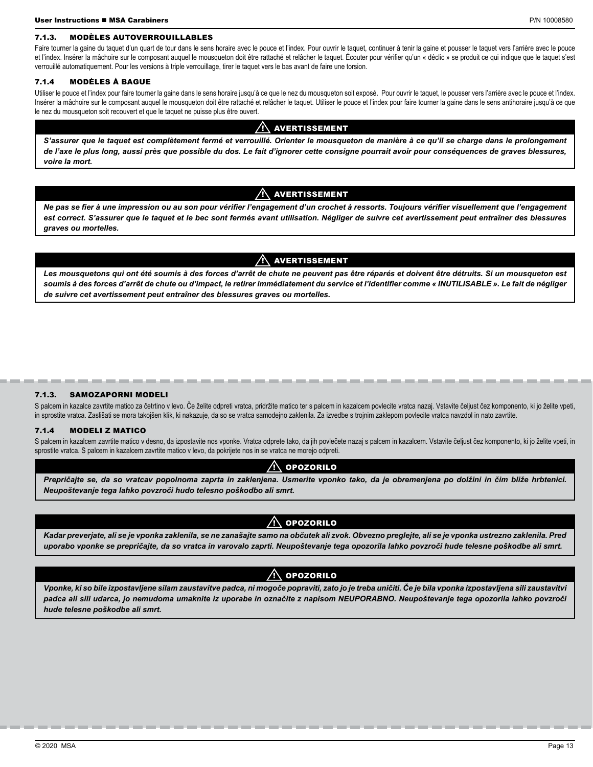### 7.1.3. MODÈLES AUTOVERROUILLABLES

Faire tourner la gaine du taquet d'un quart de tour dans le sens horaire avec le pouce et l'index. Pour ouvrir le taquet, continuer à tenir la gaine et pousser le taquet vers l'arrière avec le pouce et l'index. Insérer la mâchoire sur le composant auquel le mousqueton doit être rattaché et relâcher le taquet. Écouter pour vérifier qu'un « déclic » se produit ce qui indique que le taquet s'est verrouillé automatiquement. Pour les versions à triple verrouillage, tirer le taquet vers le bas avant de faire une torsion.

### 7.1.4 MODÈLES À BAGUE

Utiliser le pouce et l'index pour faire tourner la gaine dans le sens horaire jusqu'à ce que le nez du mousqueton soit exposé. Pour ouvrir le taquet, le pousser vers l'arrière avec le pouce et l'index. Insérer la mâchoire sur le composant auquel le mousqueton doit être rattaché et relâcher le taquet. Utiliser le pouce et l'index pour faire tourner la gaine dans le sens antihoraire jusqu'à ce que le nez du mousqueton soit recouvert et que le taquet ne puisse plus être ouvert.

**⚠ AVERTISSEMENT**

***S'assurer que le taquet est complètement fermé et verrouillé. Orienter le mousqueton de manière à ce qu'il se charge dans le prolongement de l'axe le plus long, aussi près que possible du dos. Le fait d'ignorer cette consigne pourrait avoir pour conséquences de graves blessures, voire la mort.***

**⚠ AVERTISSEMENT**

***Ne pas se fier à une impression ou au son pour vérifier l'engagement d'un crochet à ressorts. Toujours vérifier visuellement que l'engagement est correct. S'assurer que le taquet et le bec sont fermés avant utilisation. Négliger de suivre cet avertissement peut entraîner des blessures graves ou mortelles.***

**⚠ AVERTISSEMENT**

***Les mousquetons qui ont été soumis à des forces d'arrêt de chute ne peuvent pas être réparés et doivent être détruits. Si un mousqueton est soumis à des forces d'arrêt de chute ou d'impact, le retirer immédiatement du service et l'identifier comme « INUTILISABLE ». Le fait de négliger de suivre cet avertissement peut entraîner des blessures graves ou mortelles.***

### 7.1.3. SAMOZAPORNI MODELI

S palcem in kazalce zavrtite matico za četrtino v levo. Če želite odpreti vratca, pridržite matico ter s palcem in kazalcem povlecite vratca nazaj. Vstavite čeljust čez komponento, ki jo želite vpeti, in sprostite vratca. Zaslišati se mora takojšen klik, ki nakazuje, da so se vratca samodejno zaklenila. Za izvedbe s trojnim zaklepom povlecite vratca navzdol in nato zavrtite.

### 7.1.4 MODELI Z MATICO

S palcem in kazalcem zavrtite matico v desno, da izpostavite nos vponke. Vratca odprete tako, da jih povlečete nazaj s palcem in kazalcem. Vstavite čeljust čez komponento, ki jo želite vpeti, in sprostite vratca. S palcem in kazalcem zavrtite matico v levo, da pokrijete nos in se vratca ne morejo odpreti.

**⚠ OPOZORILO**

***Prepričajte se, da so vratcav popolnoma zaprta in zaklenjena. Usmerite vponko tako, da je obremenjena po dolžini in čim bliže hrbtenici. Neupoštevanje tega lahko povzroči hudo telesno poškodbo ali smrt.***

**⚠ OPOZORILO**

***Kadar preverjate, ali se je vponka zaklenila, se ne zanašajte samo na občutek ali zvok. Obvezno preglejte, ali se je vponka ustrezno zaklenila. Pred uporabo vponke se prepričajte, da so vratca in varovalo zaprti. Neupoštevanje tega opozorila lahko povzroči hude telesne poškodbe ali smrt.***

**⚠ OPOZORILO**

***Vponke, ki so bile izpostavljene silam zaustavitve padca, ni mogoče popraviti, zato jo je treba uničiti. Če je bila vponka izpostavljena sili zaustavitvi padca ali sili udarca, jo nemudoma umaknite iz uporabe in označite z napisom NEUPORABNO. Neupoštevanje tega opozorila lahko povzroči hude telesne poškodbe ali smrt.***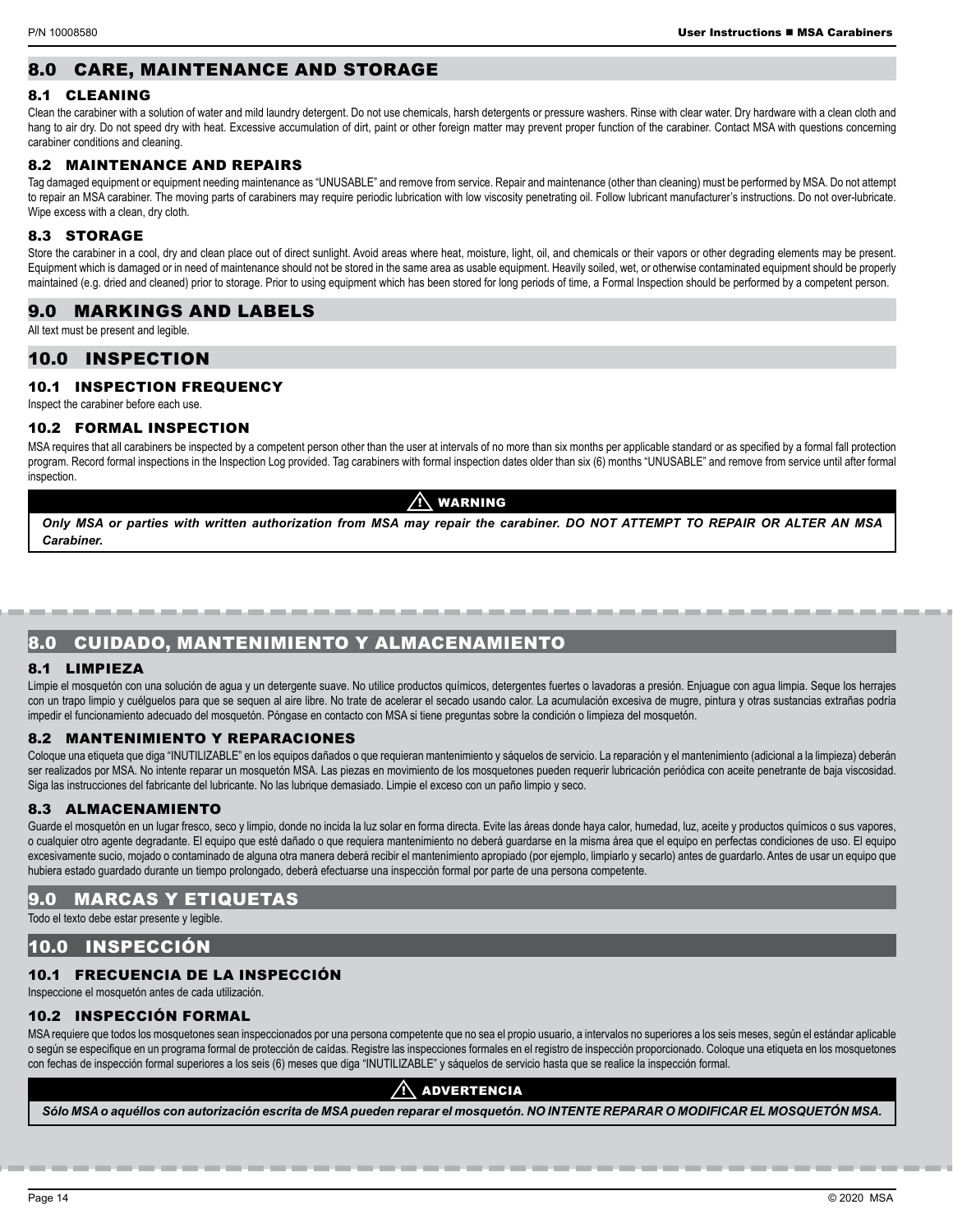## 8.0 CARE, MAINTENANCE AND STORAGE

### 8.1 CLEANING

Clean the carabiner with a solution of water and mild laundry detergent. Do not use chemicals, harsh detergents or pressure washers. Rinse with clear water. Dry hardware with a clean cloth and hang to air dry. Do not speed dry with heat. Excessive accumulation of dirt, paint or other foreign matter may prevent proper function of the carabiner. Contact MSA with questions concerning carabiner conditions and cleaning.

### 8.2 MAINTENANCE AND REPAIRS

Tag damaged equipment or equipment needing maintenance as "UNUSABLE" and remove from service. Repair and maintenance (other than cleaning) must be performed by MSA. Do not attempt to repair an MSA carabiner. The moving parts of carabiners may require periodic lubrication with low viscosity penetrating oil. Follow lubricant manufacturer's instructions. Do not over-lubricate. Wipe excess with a clean, dry cloth.

### 8.3 STORAGE

Store the carabiner in a cool, dry and clean place out of direct sunlight. Avoid areas where heat, moisture, light, oil, and chemicals or their vapors or other degrading elements may be present. Equipment which is damaged or in need of maintenance should not be stored in the same area as usable equipment. Heavily soiled, wet, or otherwise contaminated equipment should be properly maintained (e.g. dried and cleaned) prior to storage. Prior to using equipment which has been stored for long periods of time, a Formal Inspection should be performed by a competent person.

## 9.0 MARKINGS AND LABELS

All text must be present and legible.

## 10.0 INSPECTION

### 10.1 INSPECTION FREQUENCY

Inspect the carabiner before each use.

### 10.2 FORMAL INSPECTION

MSA requires that all carabiners be inspected by a competent person other than the user at intervals of no more than six months per applicable standard or as specified by a formal fall protection program. Record formal inspections in the Inspection Log provided. Tag carabiners with formal inspection dates older than six (6) months "UNUSABLE" and remove from service until after formal inspection.

**⚠ WARNING**

***Only MSA or parties with written authorization from MSA may repair the carabiner. DO NOT ATTEMPT TO REPAIR OR ALTER AN MSA Carabiner.***

## 8.0 CUIDADO, MANTENIMIENTO Y ALMACENAMIENTO

### 8.1 LIMPIEZA

Limpie el mosquetón con una solución de agua y un detergente suave. No utilice productos químicos, detergentes fuertes o lavadoras a presión. Enjuague con agua limpia. Seque los herrajes con un trapo limpio y cuélguelos para que se sequen al aire libre. No trate de acelerar el secado usando calor. La acumulación excesiva de mugre, pintura y otras sustancias extrañas podría impedir el funcionamiento adecuado del mosquetón. Póngase en contacto con MSA si tiene preguntas sobre la condición o limpieza del mosquetón.

### 8.2 MANTENIMIENTO Y REPARACIONES

Coloque una etiqueta que diga "INUTILIZABLE" en los equipos dañados o que requieran mantenimiento y sáquelos de servicio. La reparación y el mantenimiento (adicional a la limpieza) deberán ser realizados por MSA. No intente reparar un mosquetón MSA. Las piezas en movimiento de los mosquetones pueden requerir lubricación periódica con aceite penetrante de baja viscosidad. Siga las instrucciones del fabricante del lubricante. No las lubrique demasiado. Limpie el exceso con un paño limpio y seco.

### 8.3 ALMACENAMIENTO

Guarde el mosquetón en un lugar fresco, seco y limpio, donde no incida la luz solar en forma directa. Evite las áreas donde haya calor, humedad, luz, aceite y productos químicos o sus vapores, o cualquier otro agente degradante. El equipo que esté dañado o que requiera mantenimiento no deberá guardarse en la misma área que el equipo en perfectas condiciones de uso. El equipo excesivamente sucio, mojado o contaminado de alguna otra manera deberá recibir el mantenimiento apropiado (por ejemplo, limpiarlo y secarlo) antes de guardarlo. Antes de usar un equipo que hubiera estado guardado durante un tiempo prolongado, deberá efectuarse una inspección formal por parte de una persona competente.

## 9.0 MARCAS Y ETIQUETAS

Todo el texto debe estar presente y legible.

## 10.0 INSPECCIÓN

### 10.1 FRECUENCIA DE LA INSPECCIÓN

Inspeccione el mosquetón antes de cada utilización.

### 10.2 INSPECCIÓN FORMAL

MSA requiere que todos los mosquetones sean inspeccionados por una persona competente que no sea el propio usuario, a intervalos no superiores a los seis meses, según el estándar aplicable o según se especifique en un programa formal de protección de caídas. Registre las inspecciones formales en el registro de inspección proporcionado. Coloque una etiqueta en los mosquetones con fechas de inspección formal superiores a los seis (6) meses que diga "INUTILIZABLE" y sáquelos de servicio hasta que se realice la inspección formal.

**⚠ ADVERTENCIA**

***Sólo MSA o aquéllos con autorización escrita de MSA pueden reparar el mosquetón. NO INTENTE REPARAR O MODIFICAR EL MOSQUETÓN MSA.***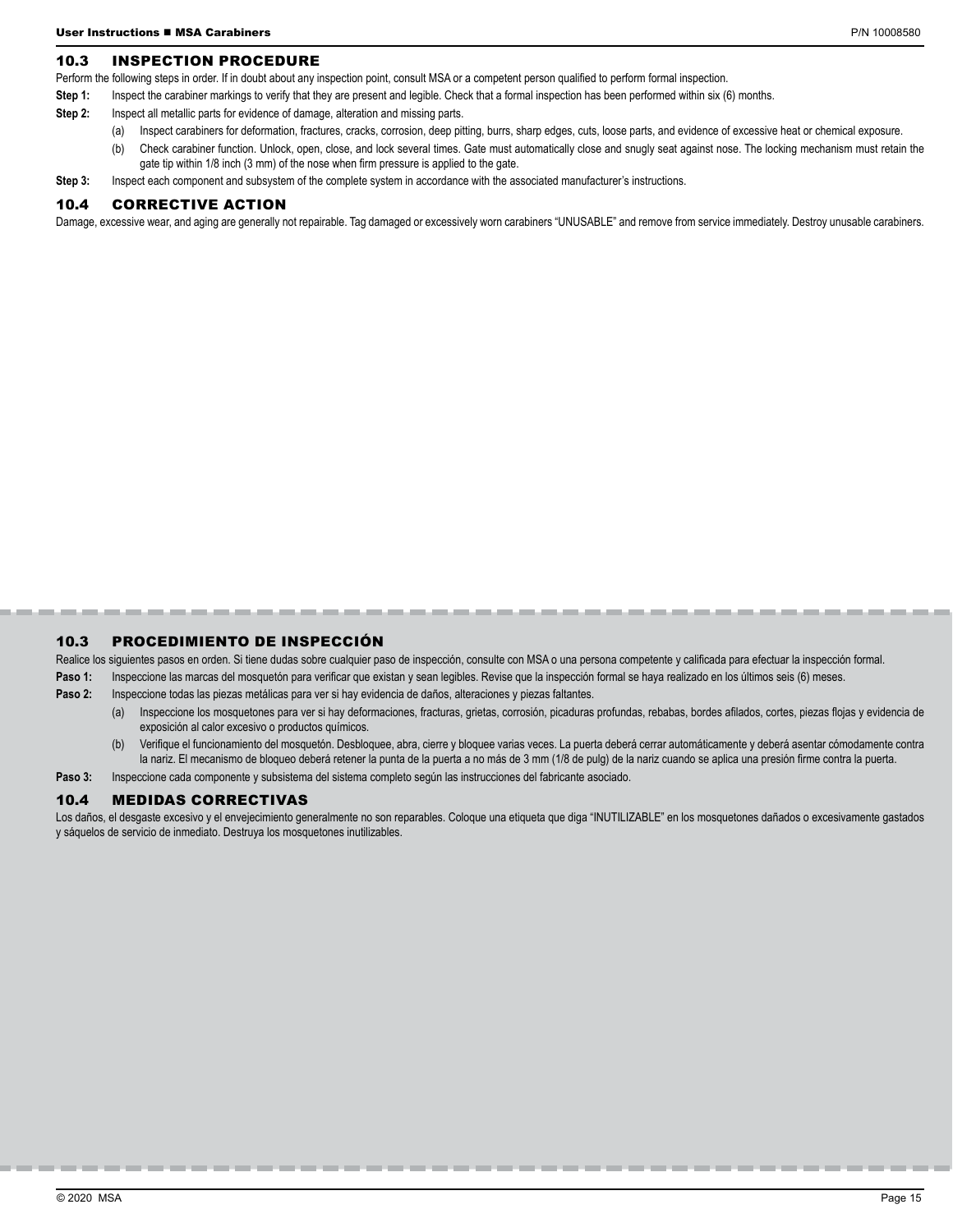## 10.3 INSPECTION PROCEDURE

Perform the following steps in order. If in doubt about any inspection point, consult MSA or a competent person qualified to perform formal inspection.

**Step 1:** Inspect the carabiner markings to verify that they are present and legible. Check that a formal inspection has been performed within six (6) months.

**Step 2:** Inspect all metallic parts for evidence of damage, alteration and missing parts.

- (a) Inspect carabiners for deformation, fractures, cracks, corrosion, deep pitting, burrs, sharp edges, cuts, loose parts, and evidence of excessive heat or chemical exposure.
- (b) Check carabiner function. Unlock, open, close, and lock several times. Gate must automatically close and snugly seat against nose. The locking mechanism must retain the gate tip within 1/8 inch (3 mm) of the nose when firm pressure is applied to the gate.

**Step 3:** Inspect each component and subsystem of the complete system in accordance with the associated manufacturer's instructions.

## 10.4 CORRECTIVE ACTION

Damage, excessive wear, and aging are generally not repairable. Tag damaged or excessively worn carabiners "UNUSABLE" and remove from service immediately. Destroy unusable carabiners.

## 10.3 PROCEDIMIENTO DE INSPECCIÓN

Realice los siguientes pasos en orden. Si tiene dudas sobre cualquier paso de inspección, consulte con MSA o una persona competente y calificada para efectuar la inspección formal.

**Paso 1:** Inspeccione las marcas del mosquetón para verificar que existan y sean legibles. Revise que la inspección formal se haya realizado en los últimos seis (6) meses.

**Paso 2:** Inspeccione todas las piezas metálicas para ver si hay evidencia de daños, alteraciones y piezas faltantes.

- (a) Inspeccione los mosquetones para ver si hay deformaciones, fracturas, grietas, corrosión, picaduras profundas, rebabas, bordes afilados, cortes, piezas flojas y evidencia de exposición al calor excesivo o productos químicos.
- (b) Verifique el funcionamiento del mosquetón. Desbloquee, abra, cierre y bloquee varias veces. La puerta deberá cerrar automáticamente y deberá asentar cómodamente contra la nariz. El mecanismo de bloqueo deberá retener la punta de la puerta a no más de 3 mm (1/8 de pulg) de la nariz cuando se aplica una presión firme contra la puerta.

**Paso 3:** Inspeccione cada componente y subsistema del sistema completo según las instrucciones del fabricante asociado.

## 10.4 MEDIDAS CORRECTIVAS

Los daños, el desgaste excesivo y el envejecimiento generalmente no son reparables. Coloque una etiqueta que diga "INUTILIZABLE" en los mosquetones dañados o excesivamente gastados y sáquelos de servicio de inmediato. Destruya los mosquetones inutilizables.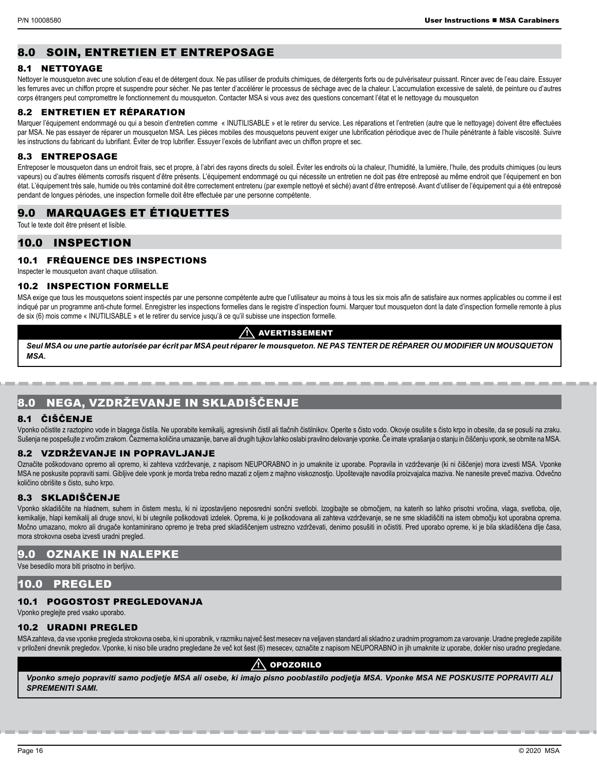## 8.0 SOIN, ENTRETIEN ET ENTREPOSAGE

### 8.1 NETTOYAGE

Nettoyer le mousqueton avec une solution d'eau et de détergent doux. Ne pas utiliser de produits chimiques, de détergents forts ou de pulvérisateur puissant. Rincer avec de l'eau claire. Essuyer les ferrures avec un chiffon propre et suspendre pour sécher. Ne pas tenter d'accélérer le processus de séchage avec de la chaleur. L'accumulation excessive de saleté, de peinture ou d'autres corps étrangers peut compromettre le fonctionnement du mousqueton. Contacter MSA si vous avez des questions concernant l'état et le nettoyage du mousqueton

### 8.2 ENTRETIEN ET RÉPARATION

Marquer l'équipement endommagé ou qui a besoin d'entretien comme « INUTILISABLE » et le retirer du service. Les réparations et l'entretien (autre que le nettoyage) doivent être effectuées par MSA. Ne pas essayer de réparer un mousqueton MSA. Les pièces mobiles des mousquetons peuvent exiger une lubrification périodique avec de l'huile pénétrante à faible viscosité. Suivre les instructions du fabricant du lubrifiant. Éviter de trop lubrifier. Essuyer l'excès de lubrifiant avec un chiffon propre et sec.

### 8.3 ENTREPOSAGE

Entreposer le mousqueton dans un endroit frais, sec et propre, à l'abri des rayons directs du soleil. Éviter les endroits où la chaleur, l'humidité, la lumière, l'huile, des produits chimiques (ou leurs vapeurs) ou d'autres éléments corrosifs risquent d'être présents. L'équipement endommagé ou qui nécessite un entretien ne doit pas être entreposé au même endroit que l'équipement en bon état. L'équipement très sale, humide ou très contaminé doit être correctement entretenu (par exemple nettoyé et séché) avant d'être entreposé. Avant d'utiliser de l'équipement qui a été entreposé pendant de longues périodes, une inspection formelle doit être effectuée par une personne compétente.

## 9.0 MARQUAGES ET ÉTIQUETTES

Tout le texte doit être présent et lisible.

## 10.0 INSPECTION

### 10.1 FRÉQUENCE DES INSPECTIONS

Inspecter le mousqueton avant chaque utilisation.

### 10.2 INSPECTION FORMELLE

MSA exige que tous les mousquetons soient inspectés par une personne compétente autre que l'utilisateur au moins à tous les six mois afin de satisfaire aux normes applicables ou comme il est indiqué par un programme anti-chute formel. Enregistrer les inspections formelles dans le registre d'inspection fourni. Marquer tout mousqueton dont la date d'inspection formelle remonte à plus de six (6) mois comme « INUTILISABLE » et le retirer du service jusqu'à ce qu'il subisse une inspection formelle.

**⚠ AVERTISSEMENT**

***Seul MSA ou une partie autorisée par écrit par MSA peut réparer le mousqueton. NE PAS TENTER DE RÉPARER OU MODIFIER UN MOUSQUETON MSA.***

## 8.0 NEGA, VZDRŽEVANJE IN SKLADIŠČENJE

### 8.1 ČIŠČENJE

Vponko očistite z raztopino vode in blagega čistila. Ne uporabite kemikalij, agresivnih čistil ali tlačnih čistilnikov. Operite s čisto vodo. Okovje osušite s čisto krpo in obesite, da se posuši na zraku. Sušenja ne pospešujte z vročim zrakom. Čezmerna količina umazanije, barve ali drugih tujkov lahko oslabi pravilno delovanje vponke. Če imate vprašanja o stanju in čiščenju vponk, se obrnite na MSA.

### 8.2 VZDRŽEVANJE IN POPRAVLJANJE

Označite poškodovano opremo ali opremo, ki zahteva vzdrževanje, z napisom NEUPORABNO in jo umaknite iz uporabe. Popravila in vzdrževanje (ki ni čiščenje) mora izvesti MSA. Vponke MSA ne poskusite popraviti sami. Gibljive dele vponk je morda treba redno mazati z oljem z majhno viskoznostjo. Upoštevajte navodila proizvajalca maziva. Ne nanesite preveč maziva. Odvečno količino obrišite s čisto, suho krpo.

### 8.3 SKLADIŠČENJE

Vponko skladiščite na hladnem, suhem in čistem mestu, ki ni izpostavljeno neposredni sončni svetlobi. Izogibajte se območjem, na katerih so lahko prisotni vročina, vlaga, svetloba, olje, kemikalije, hlapi kemikalij ali druge snovi, ki bi utegnile poškodovati izdelek. Oprema, ki je poškodovana ali zahteva vzdrževanje, se ne sme skladiščiti na istem območju kot uporabna oprema. Močno umazano, mokro ali drugače kontaminirano opremo je treba pred skladiščenjem ustrezno vzdrževati, denimo posušiti in očistiti. Pred uporabo opreme, ki je bila skladiščena dlje časa, mora strokovna oseba izvesti uradni pregled.

## 9.0 OZNAKE IN NALEPKE

Vse besedilo mora biti prisotno in berljivo.

## 10.0 PREGLED

### 10.1 POGOSTOST PREGLEDOVANJA

Vponko preglejte pred vsako uporabo.

### 10.2 URADNI PREGLED

MSA zahteva, da vse vponke pregleda strokovna oseba, ki ni uporabnik, v razmiku največ šest mesecev na veljaven standard ali skladno z uradnim programom za varovanje. Uradne preglede zapišite v priloženi dnevnik pregledov. Vponke, ki niso bile uradno pregledane že več kot šest (6) mesecev, označite z napisom NEUPORABNO in jih umaknite iz uporabe, dokler niso uradno pregledane.

**⚠ OPOZORILO**

***Vponko smejo popraviti samo podjetje MSA ali osebe, ki imajo pisno pooblastilo podjetja MSA. Vponke MSA NE POSKUSITE POPRAVITI ALI SPREMENITI SAMI.***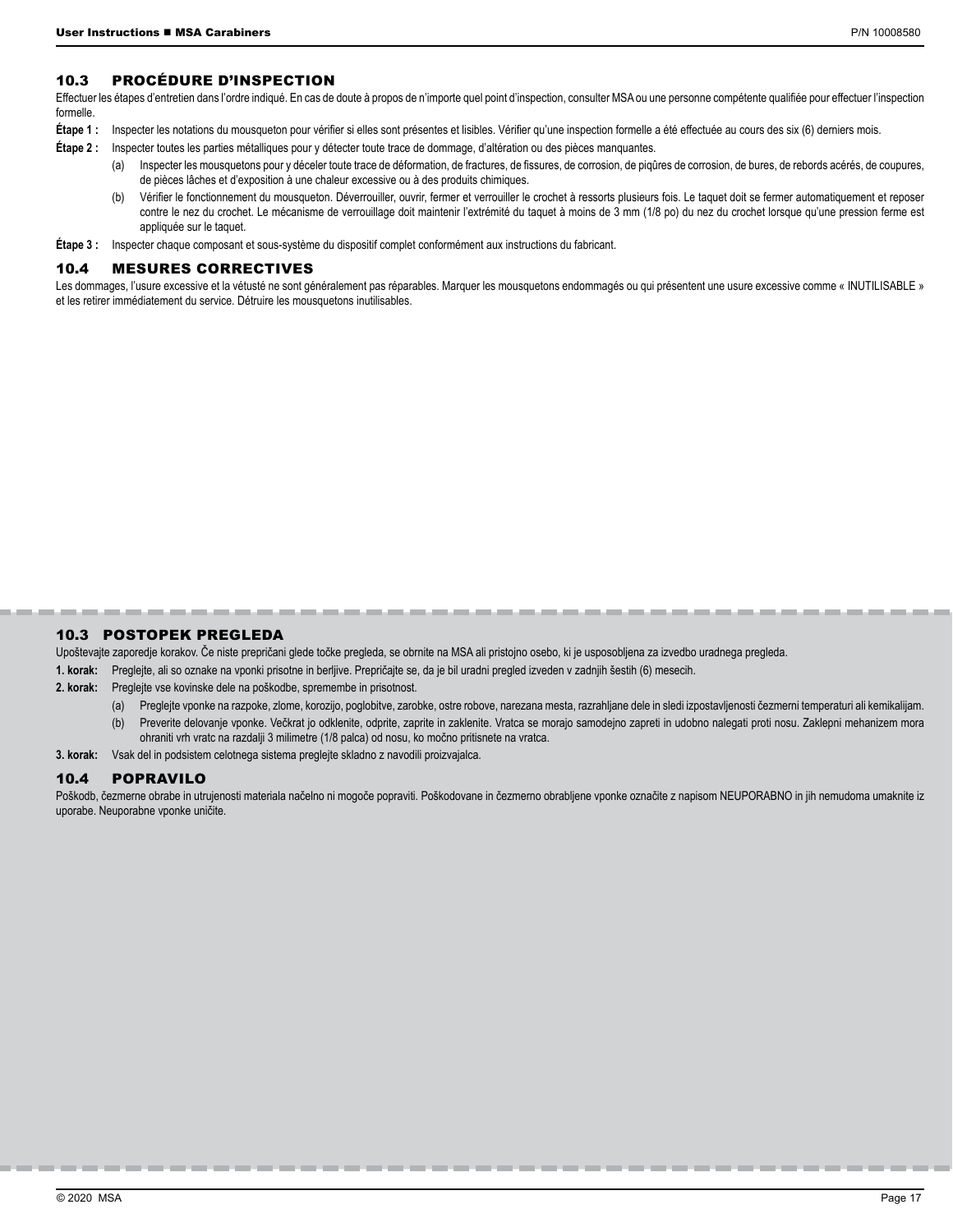## 10.3 PROCÉDURE D'INSPECTION

Effectuer les étapes d'entretien dans l'ordre indiqué. En cas de doute à propos de n'importe quel point d'inspection, consulter MSA ou une personne compétente qualifiée pour effectuer l'inspection formelle.

**Étape 1 :** Inspecter les notations du mousqueton pour vérifier si elles sont présentes et lisibles. Vérifier qu'une inspection formelle a été effectuée au cours des six (6) derniers mois.

**Étape 2 :** Inspecter toutes les parties métalliques pour y détecter toute trace de dommage, d'altération ou des pièces manquantes.

- (a) Inspecter les mousquetons pour y déceler toute trace de déformation, de fractures, de fissures, de corrosion, de piqûres de corrosion, de bures, de rebords acérés, de coupures, de pièces lâches et d'exposition à une chaleur excessive ou à des produits chimiques.
- (b) Vérifier le fonctionnement du mousqueton. Déverrouiller, ouvrir, fermer et verrouiller le crochet à ressorts plusieurs fois. Le taquet doit se fermer automatiquement et reposer contre le nez du crochet. Le mécanisme de verrouillage doit maintenir l'extrémité du taquet à moins de 3 mm (1/8 po) du nez du crochet lorsque qu'une pression ferme est appliquée sur le taquet.

**Étape 3 :** Inspecter chaque composant et sous-système du dispositif complet conformément aux instructions du fabricant.

## 10.4 MESURES CORRECTIVES

Les dommages, l'usure excessive et la vétusté ne sont généralement pas réparables. Marquer les mousquetons endommagés ou qui présentent une usure excessive comme « INUTILISABLE » et les retirer immédiatement du service. Détruire les mousquetons inutilisables.

## 10.3 POSTOPEK PREGLEDA

Upoštevajte zaporedje korakov. Če niste prepričani glede točke pregleda, se obrnite na MSA ali pristojno osebo, ki je usposobljena za izvedbo uradnega pregleda.

**1. korak:** Preglejte, ali so oznake na vponki prisotne in berljive. Prepričajte se, da je bil uradni pregled izveden v zadnjih šestih (6) mesecih.

**2. korak:** Preglejte vse kovinske dele na poškodbe, spremembe in prisotnost.

- (a) Preglejte vponke na razpoke, zlome, korozijo, poglobitve, zarobke, ostre robove, narezana mesta, razrahljane dele in sledi izpostavljenosti čezmerni temperaturi ali kemikalijam.
- (b) Preverite delovanje vponke. Večkrat jo odklenite, odprite, zaprite in zaklenite. Vratca se morajo samodejno zapreti in udobno nalegati proti nosu. Zaklepni mehanizem mora ohraniti vrh vratc na razdalji 3 milimetre (1/8 palca) od nosu, ko močno pritisnete na vratca.

**3. korak:** Vsak del in podsistem celotnega sistema preglejte skladno z navodili proizvajalca.

## 10.4 POPRAVILO

Poškodb, čezmerne obrabe in utrujenosti materiala načelno ni mogoče popraviti. Poškodovane in čezmerno obrabljene vponke označite z napisom NEUPORABNO in jih nemudoma umaknite iz uporabe. Neuporabne vponke uničite.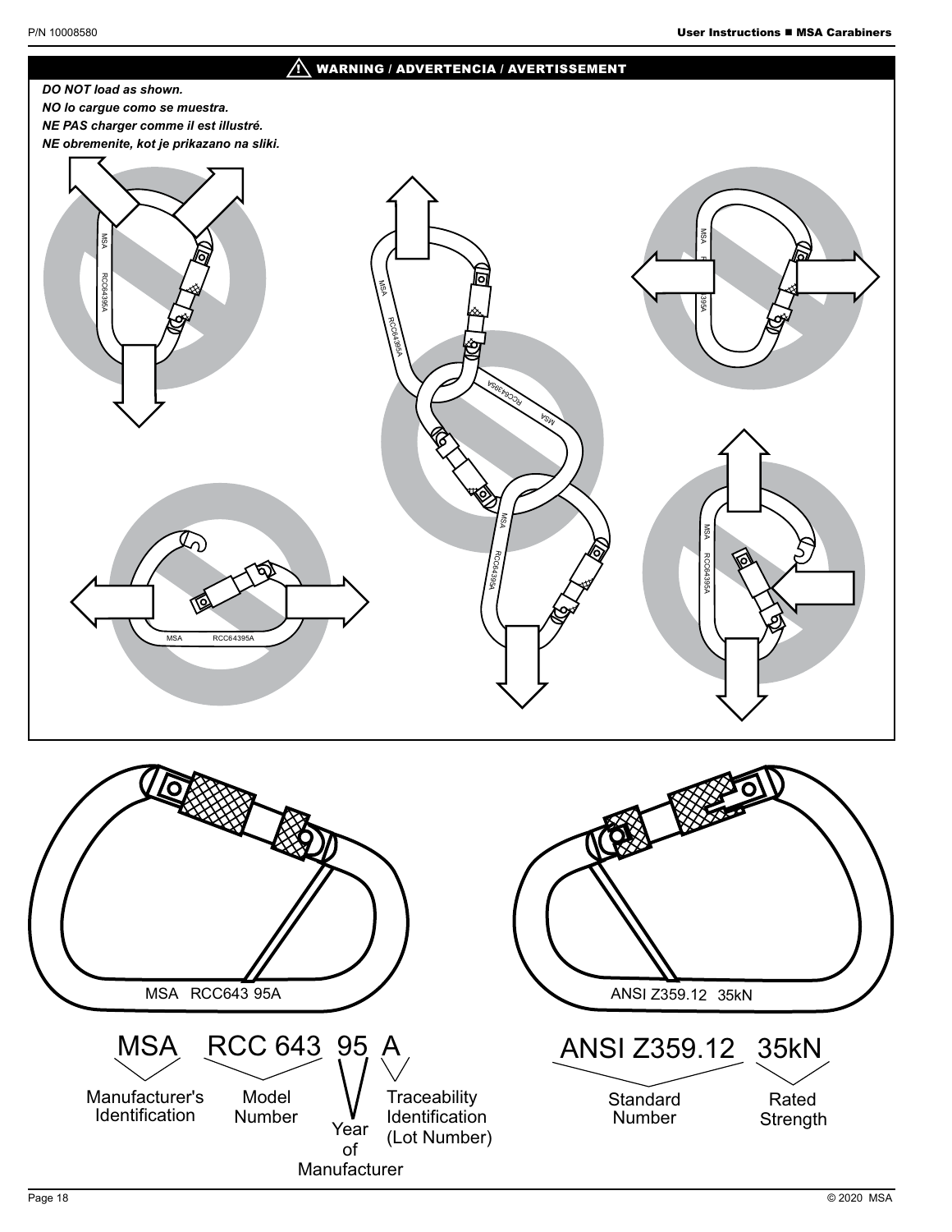## ⚠ WARNING / ADVERTENCIA / AVERTISSEMENT

*DO NOT load as shown.*

*NO lo cargue como se muestra.*

*NE PAS charger comme il est illustré.*

*NE obremenite, kot je prikazano na sliki.*

MSA RCC643 95A

ANSI Z359.12 35kN

MSA — Manufacturer's Identification

RCC 643 — Model Number

95 — Year of Manufacturer

A — Traceability Identification (Lot Number)

ANSI Z359.12 — Standard Number

35kN — Rated Strength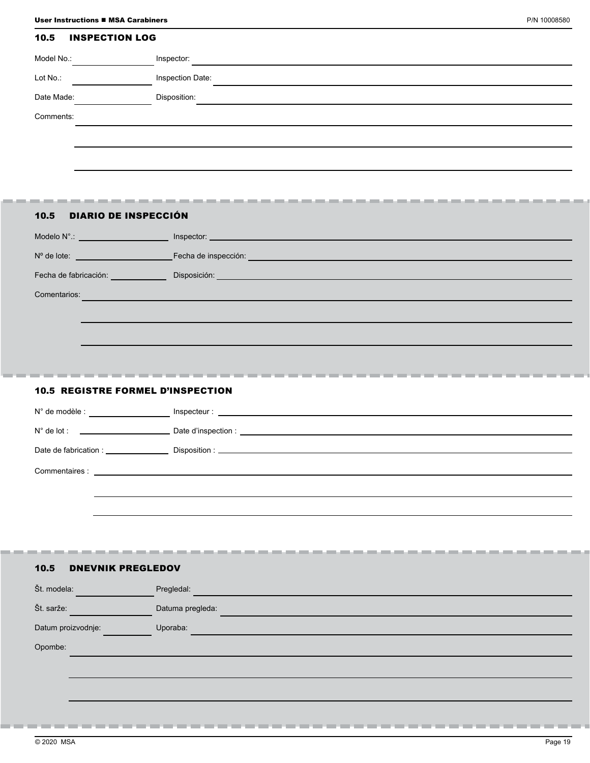## 10.5 INSPECTION LOG

Model No.: ____________________ Inspector: ____________________

Lot No.: ____________________ Inspection Date: ____________________

Date Made: ____________________ Disposition: ____________________

Comments: ____________________

____________________

____________________

## 10.5 DIARIO DE INSPECCIÓN

Modelo N°.: ____________________ Inspector: ____________________

Nº de lote: ____________________ Fecha de inspección: ____________________

Fecha de fabricación: ____________________ Disposición: ____________________

Comentarios: ____________________

____________________

____________________

## 10.5 REGISTRE FORMEL D’INSPECTION

N° de modèle : ____________________ Inspecteur : ____________________

N° de lot : ____________________ Date d’inspection : ____________________

Date de fabrication : ____________________ Disposition : ____________________

Commentaires : ____________________

____________________

____________________

## 10.5 DNEVNIK PREGLEDOV

Št. modela: ____________________ Pregledal: ____________________

Št. sarže: ____________________ Datuma pregleda: ____________________

Datum proizvodnje: ____________________ Uporaba: ____________________

Opombe: ____________________

____________________

____________________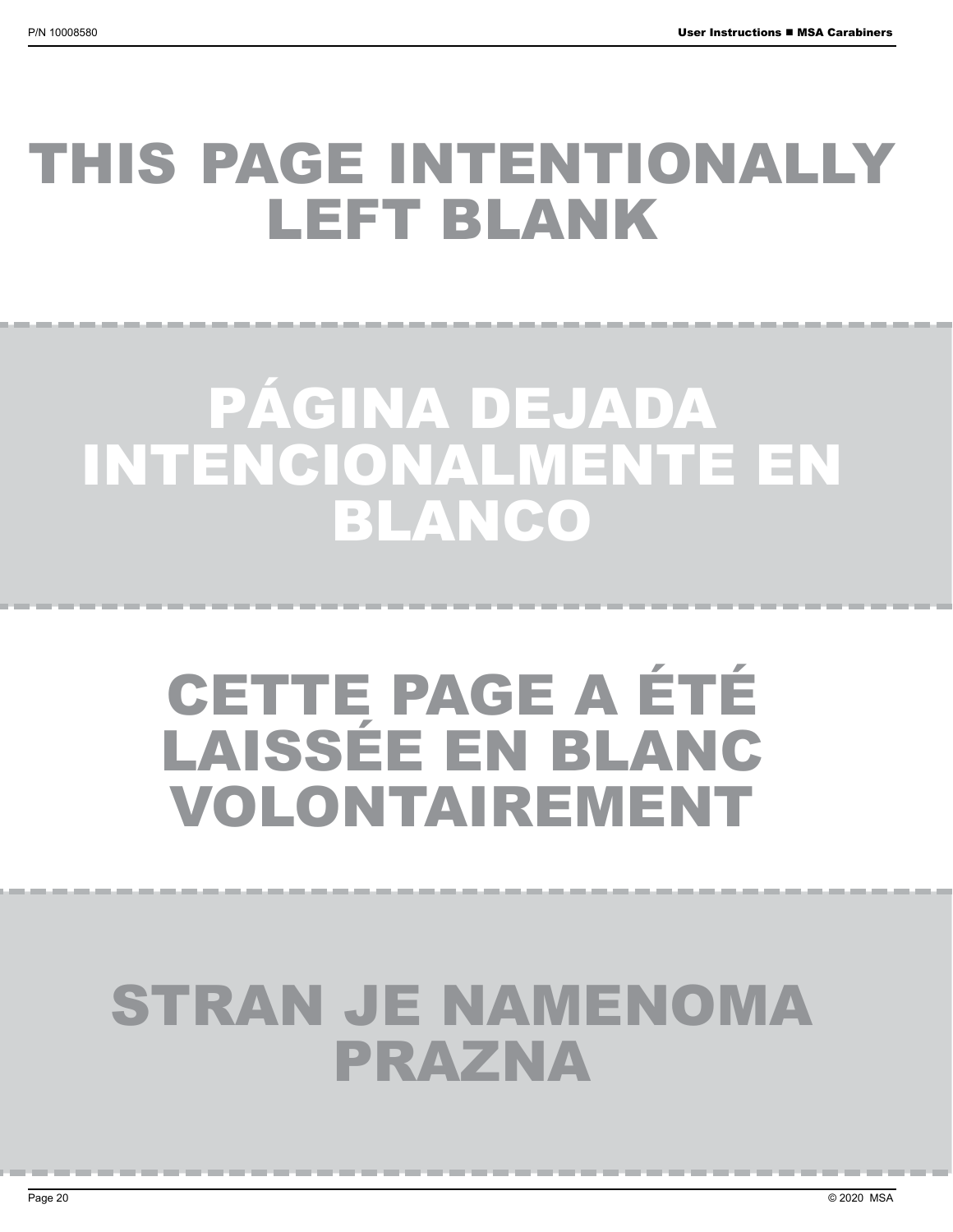# THIS PAGE INTENTIONALLY LEFT BLANK

# PÁGINA DEJADA INTENCIONALMENTE EN BLANCO

# CETTE PAGE A ÉTÉ LAISSÉE EN BLANC VOLONTAIREMENT

# STRAN JE NAMENOMA PRAZNA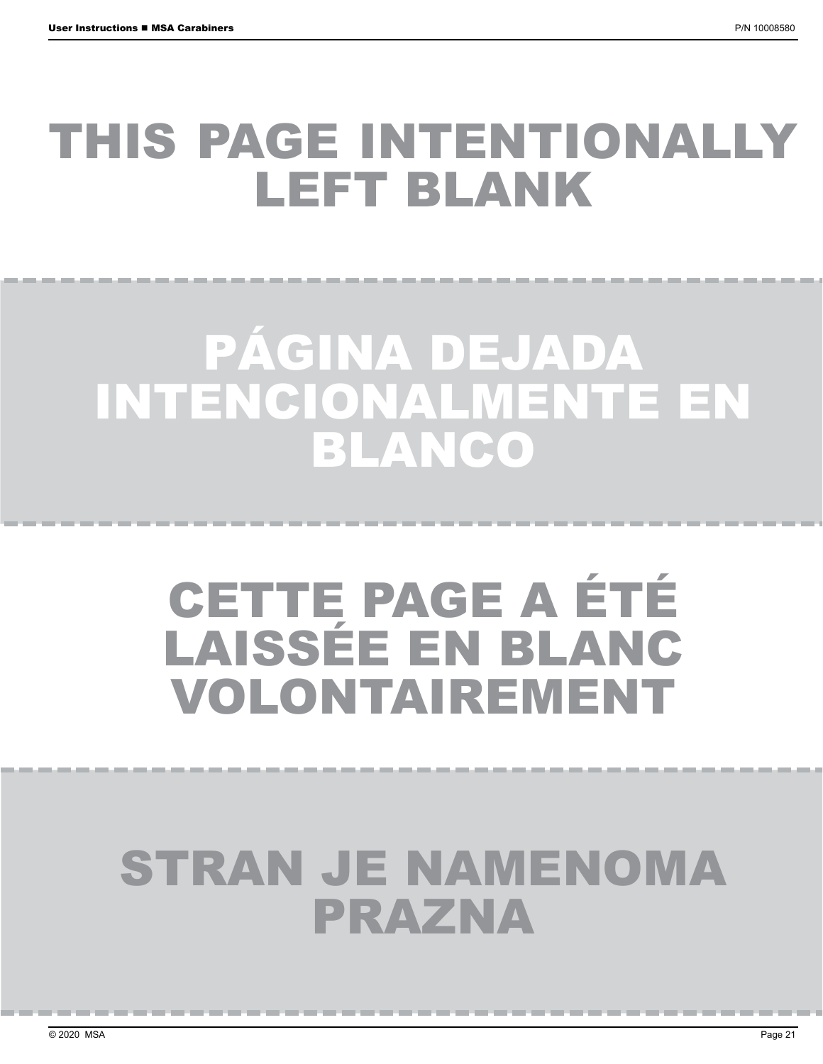THIS PAGE INTENTIONALLY LEFT BLANK

PÁGINA DEJADA INTENCIONALMENTE EN BLANCO

CETTE PAGE A ÉTÉ LAISSÉE EN BLANC VOLONTAIREMENT

STRAN JE NAMENOMA PRAZNA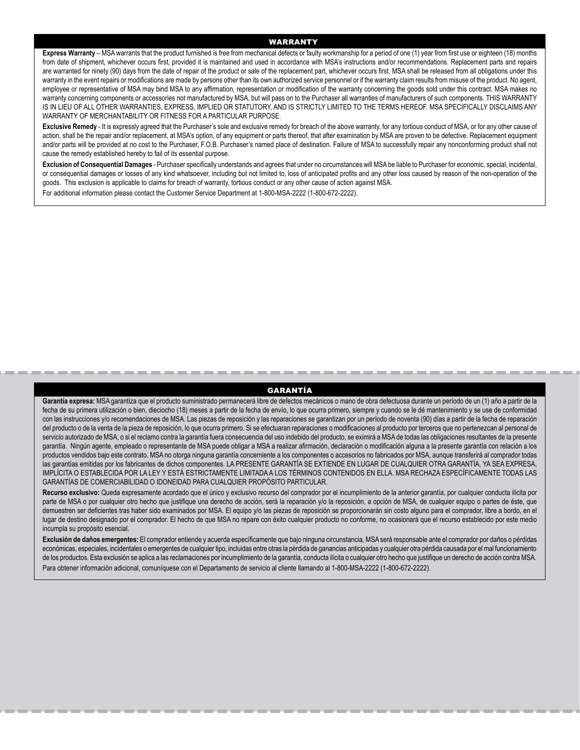## WARRANTY

**Express Warranty** – MSA warrants that the product furnished is free from mechanical defects or faulty workmanship for a period of one (1) year from first use or eighteen (18) months from date of shipment, whichever occurs first, provided it is maintained and used in accordance with MSA's instructions and/or recommendations. Replacement parts and repairs are warranted for ninety (90) days from the date of repair of the product or sale of the replacement part, whichever occurs first. MSA shall be released from all obligations under this warranty in the event repairs or modifications are made by persons other than its own authorized service personnel or if the warranty claim results from misuse of the product. No agent, employee or representative of MSA may bind MSA to any affirmation, representation or modification of the warranty concerning the goods sold under this contract. MSA makes no warranty concerning components or accessories not manufactured by MSA, but will pass on to the Purchaser all warranties of manufacturers of such components. THIS WARRANTY IS IN LIEU OF ALL OTHER WARRANTIES, EXPRESS, IMPLIED OR STATUTORY, AND IS STRICTLY LIMITED TO THE TERMS HEREOF. MSA SPECIFICALLY DISCLAIMS ANY WARRANTY OF MERCHANTABILITY OR FITNESS FOR A PARTICULAR PURPOSE.

**Exclusive Remedy** - It is expressly agreed that the Purchaser's sole and exclusive remedy for breach of the above warranty, for any tortious conduct of MSA, or for any other cause of action, shall be the repair and/or replacement, at MSA's option, of any equipment or parts thereof, that after examination by MSA are proven to be defective. Replacement equipment and/or parts will be provided at no cost to the Purchaser, F.O.B. Purchaser's named place of destination. Failure of MSA to successfully repair any nonconforming product shall not cause the remedy established hereby to fail of its essential purpose.

**Exclusion of Consequential Damages** - Purchaser specifically understands and agrees that under no circumstances will MSA be liable to Purchaser for economic, special, incidental, or consequential damages or losses of any kind whatsoever, including but not limited to, loss of anticipated profits and any other loss caused by reason of the non-operation of the goods. This exclusion is applicable to claims for breach of warranty, tortious conduct or any other cause of action against MSA.

For additional information please contact the Customer Service Department at 1-800-MSA-2222 (1-800-672-2222).

## GARANTÍA

**Garantía expresa:** MSA garantiza que el producto suministrado permanecerá libre de defectos mecánicos o mano de obra defectuosa durante un período de un (1) año a partir de la fecha de su primera utilización o bien, dieciocho (18) meses a partir de la fecha de envío, lo que ocurra primero, siempre y cuando se le dé mantenimiento y se use de conformidad con las instrucciones y/o recomendaciones de MSA. Las piezas de reposición y las reparaciones se garantizan por un período de noventa (90) días a partir de la fecha de reparación del producto o de la venta de la pieza de reposición, lo que ocurra primero. Si se efectuaran reparaciones o modificaciones al producto por terceros que no pertenezcan al personal de servicio autorizado de MSA, o si el reclamo contra la garantía fuera consecuencia del uso indebido del producto, se eximirá a MSA de todas las obligaciones resultantes de la presente garantía. Ningún agente, empleado o representante de MSA puede obligar a MSA a realizar afirmación, declaración o modificación alguna a la presente garantía con relación a los productos vendidos bajo este contrato. MSA no otorga ninguna garantía concerniente a los componentes o accesorios no fabricados por MSA, aunque transferirá al comprador todas las garantías emitidas por los fabricantes de dichos componentes. LA PRESENTE GARANTÍA SE EXTIENDE EN LUGAR DE CUALQUIER OTRA GARANTÍA, YA SEA EXPRESA, IMPLÍCITA O ESTABLECIDA POR LA LEY Y ESTÁ ESTRICTAMENTE LIMITADA A LOS TÉRMINOS CONTENIDOS EN ELLA. MSA RECHAZA ESPECÍFICAMENTE TODAS LAS GARANTÍAS DE COMERCIABILIDAD O IDONEIDAD PARA CUALQUIER PROPÓSITO PARTICULAR.

**Recurso exclusivo:** Queda expresamente acordado que el único y exclusivo recurso del comprador por el incumplimiento de la anterior garantía, por cualquier conducta ilícita por parte de MSA o por cualquier otro hecho que justifique una derecho de acción, será la reparación y/o la reposición, a opción de MSA, de cualquier equipo o partes de éste, que demuestren ser deficientes tras haber sido examinados por MSA. El equipo y/o las piezas de reposición se proporcionarán sin costo alguno para el comprador, libre a bordo, en el lugar de destino designado por el comprador. El hecho de que MSA no repare con éxito cualquier producto no conforme, no ocasionará que el recurso establecido por este medio incumpla su propósito esencial.

**Exclusión de daños emergentes:** El comprador entiende y acuerda específicamente que bajo ninguna circunstancia, MSA será responsable ante el comprador por daños o pérdidas económicas, especiales, incidentales o emergentes de cualquier tipo, incluidas entre otras la pérdida de ganancias anticipadas y cualquier otra pérdida causada por el mal funcionamiento de los productos. Esta exclusión se aplica a las reclamaciones por incumplimiento de la garantía, conducta ilícita o cualquier otro hecho que justifique un derecho de acción contra MSA.

Para obtener información adicional, comuníquese con el Departamento de servicio al cliente llamando al 1-800-MSA-2222 (1-800-672-2222).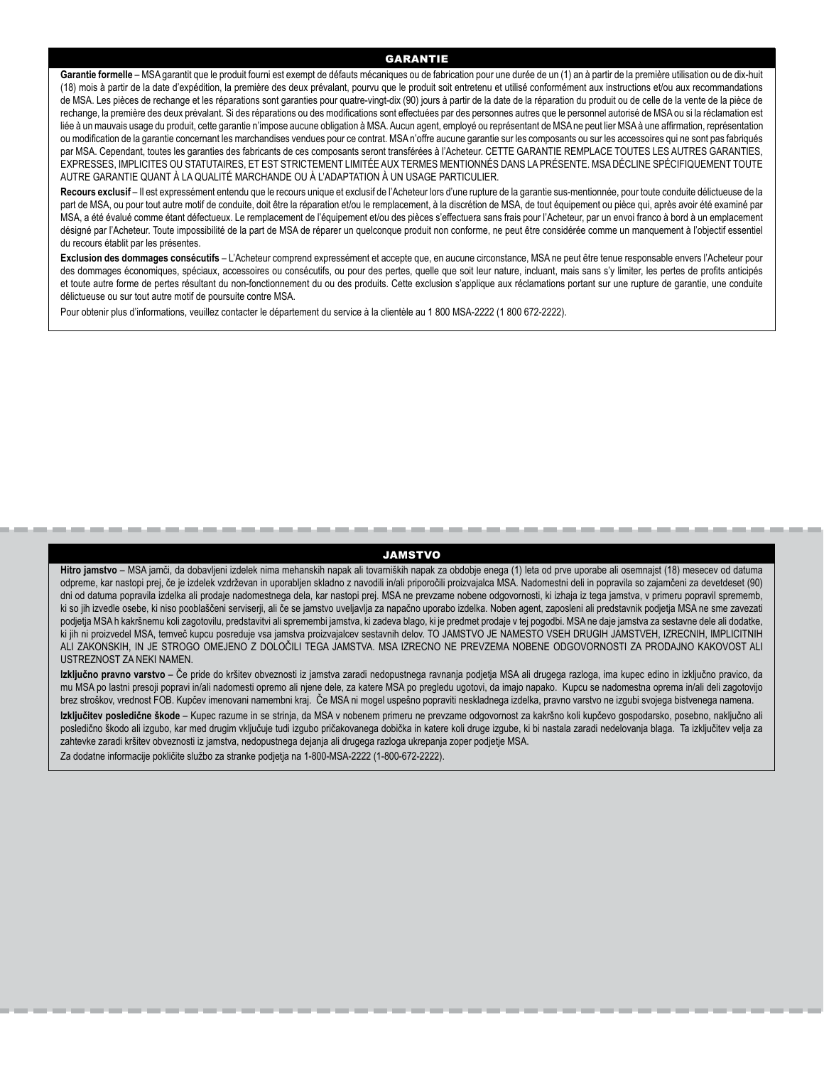## GARANTIE

**Garantie formelle** – MSA garantit que le produit fourni est exempt de défauts mécaniques ou de fabrication pour une durée de un (1) an à partir de la première utilisation ou de dix-huit (18) mois à partir de la date d'expédition, la première des deux prévalant, pourvu que le produit soit entretenu et utilisé conformément aux instructions et/ou aux recommandations de MSA. Les pièces de rechange et les réparations sont garanties pour quatre-vingt-dix (90) jours à partir de la date de la réparation du produit ou de celle de la vente de la pièce de rechange, la première des deux prévalant. Si des réparations ou des modifications sont effectuées par des personnes autres que le personnel autorisé de MSA ou si la réclamation est liée à un mauvais usage du produit, cette garantie n'impose aucune obligation à MSA. Aucun agent, employé ou représentant de MSA ne peut lier MSA à une affirmation, représentation ou modification de la garantie concernant les marchandises vendues pour ce contrat. MSA n'offre aucune garantie sur les composants ou sur les accessoires qui ne sont pas fabriqués par MSA. Cependant, toutes les garanties des fabricants de ces composants seront transférées à l'Acheteur. CETTE GARANTIE REMPLACE TOUTES LES AUTRES GARANTIES, EXPRESSES, IMPLICITES OU STATUTAIRES, ET EST STRICTEMENT LIMITÉE AUX TERMES MENTIONNÉS DANS LA PRÉSENTE. MSA DÉCLINE SPÉCIFIQUEMENT TOUTE AUTRE GARANTIE QUANT À LA QUALITÉ MARCHANDE OU À L'ADAPTATION À UN USAGE PARTICULIER.

**Recours exclusif** – Il est expressément entendu que le recours unique et exclusif de l'Acheteur lors d'une rupture de la garantie sus-mentionnée, pour toute conduite délictueuse de la part de MSA, ou pour tout autre motif de conduite, doit être la réparation et/ou le remplacement, à la discrétion de MSA, de tout équipement ou pièce qui, après avoir été examiné par MSA, a été évalué comme étant défectueux. Le remplacement de l'équipement et/ou des pièces s'effectuera sans frais pour l'Acheteur, par un envoi franco à bord à un emplacement désigné par l'Acheteur. Toute impossibilité de la part de MSA de réparer un quelconque produit non conforme, ne peut être considérée comme un manquement à l'objectif essentiel du recours établit par les présentes.

**Exclusion des dommages consécutifs** – L'Acheteur comprend expressément et accepte que, en aucune circonstance, MSA ne peut être tenue responsable envers l'Acheteur pour des dommages économiques, spéciaux, accessoires ou consécutifs, ou pour des pertes, quelle que soit leur nature, incluant, mais sans s'y limiter, les pertes de profits anticipés et toute autre forme de pertes résultant du non-fonctionnement du ou des produits. Cette exclusion s'applique aux réclamations portant sur une rupture de garantie, une conduite délictueuse ou sur tout autre motif de poursuite contre MSA.

Pour obtenir plus d'informations, veuillez contacter le département du service à la clientèle au 1 800 MSA-2222 (1 800 672-2222).

## JAMSTVO

**Hitro jamstvo** – MSA jamči, da dobavljeni izdelek nima mehanskih napak ali tovarniških napak za obdobje enega (1) leta od prve uporabe ali osemnajst (18) mesecev od datuma odpreme, kar nastopi prej, če je izdelek vzdrževan in uporabljen skladno z navodili in/ali priporočili proizvajalca MSA. Nadomestni deli in popravila so zajamčeni za devetdeset (90) dni od datuma popravila izdelka ali prodaje nadomestnega dela, kar nastopi prej. MSA ne prevzame nobene odgovornosti, ki izhaja iz tega jamstva, v primeru popravil sprememb, ki so jih izvedle osebe, ki niso pooblaščeni serviserji, ali če se jamstvo uveljavlja za napačno uporabo izdelka. Noben agent, zaposleni ali predstavnik podjetja MSA ne sme zavezati podjetja MSA h kakršnemu koli zagotovilu, predstavitvi ali spremembi jamstva, ki zadeva blago, ki je predmet prodaje v tej pogodbi. MSA ne daje jamstva za sestavne dele ali dodatke, ki jih ni proizvedel MSA, temveč kupcu posreduje vsa jamstva proizvajalcev sestavnih delov. TO JAMSTVO JE NAMESTO VSEH DRUGIH JAMSTVEH, IZRECNIH, IMPLICITNIH ALI ZAKONSKIH, IN JE STROGO OMEJENO Z DOLOČILI TEGA JAMSTVA. MSA IZRECNO NE PREVZEMA NOBENE ODGOVORNOSTI ZA PRODAJNO KAKOVOST ALI USTREZNOST ZA NEKI NAMEN.

**Izključno pravno varstvo** – Če pride do kršitev obveznosti iz jamstva zaradi nedopustnega ravnanja podjetja MSA ali drugega razloga, ima kupec edino in izključno pravico, da mu MSA po lastni presoji popravi in/ali nadomesti opremo ali njene dele, za katere MSA po pregledu ugotovi, da imajo napako. Kupcu se nadomestna oprema in/ali deli zagotovijo brez stroškov, vrednost FOB. Kupčev imenovani namembni kraj. Če MSA ni mogel uspešno popraviti neskladnega izdelka, pravno varstvo ne izgubi svojega bistvenega namena.

**Izključitev posledične škode** – Kupec razume in se strinja, da MSA v nobenem primeru ne prevzame odgovornost za kakršno koli kupčevo gospodarsko, posebno, naključno ali posledično škodo ali izgubo, kar med drugim vključuje tudi izgubo pričakovanega dobička in katere koli druge izgube, ki bi nastala zaradi nedelovanja blaga. Ta izključitev velja za zahtevke zaradi kršitev obveznosti iz jamstva, nedopustnega dejanja ali drugega razloga ukrepanja zoper podjetje MSA.

Za dodatne informacije pokličite službo za stranke podjetja na 1-800-MSA-2222 (1-800-672-2222).